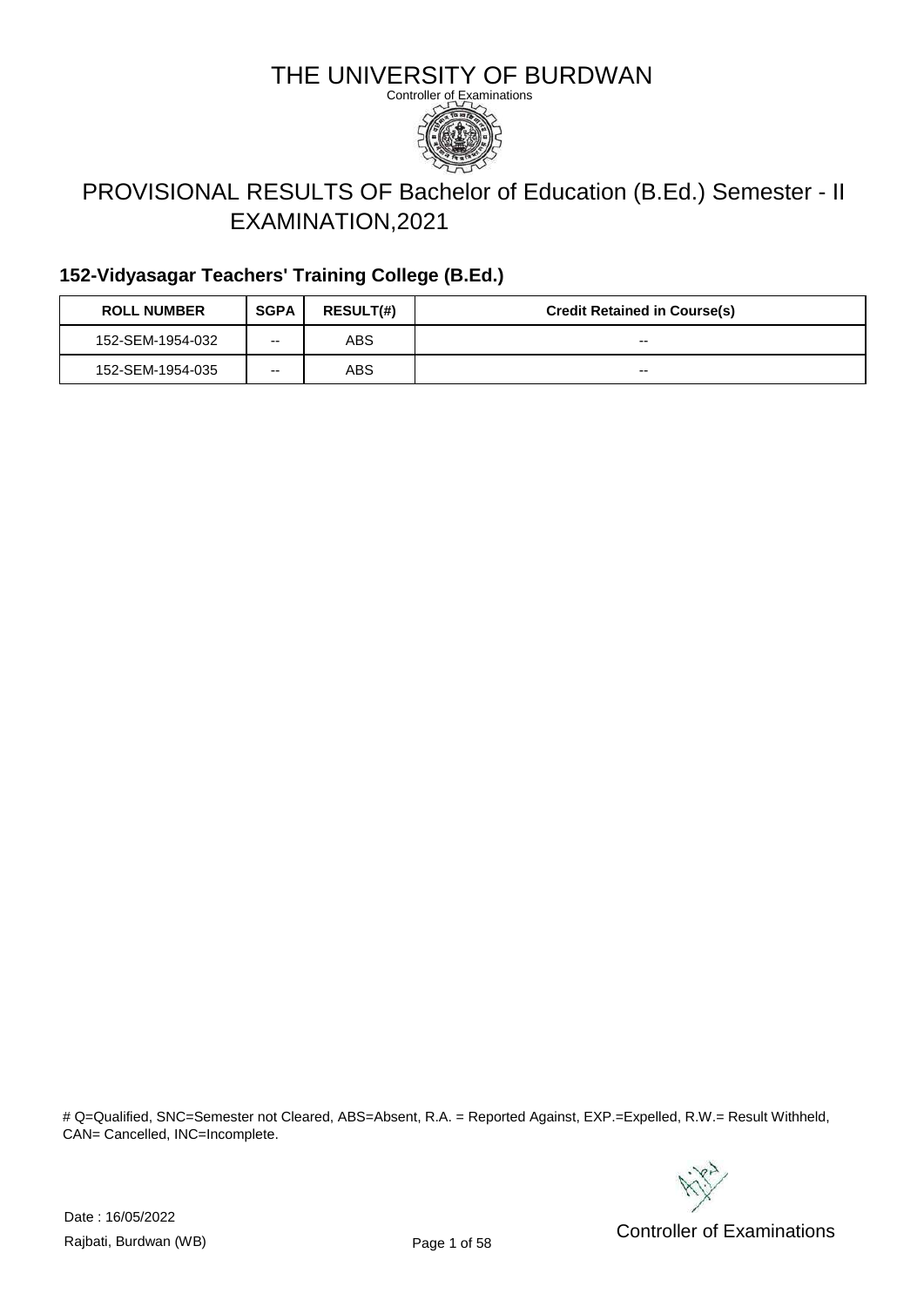# THE UNIVERSITY OF BURDWAN

Controller of Examinations

## PROVISIONAL RESULTS OF Bachelor of Education (B.Ed.) Semester - II EXAMINATION,2021

### 152-Vidyasagar Teachers' Training College (B.Ed.)

| ROLL NUMBER | SGPA | RESULT(#) | Credit Retained in Course(s) |
|---|---|---|---|
| 152-SEM-1954-032 | -- | ABS | -- |
| 152-SEM-1954-035 | -- | ABS | -- |

# Q=Qualified, SNC=Semester not Cleared, ABS=Absent, R.A. = Reported Against, EXP.=Expelled, R.W.= Result Withheld, CAN= Cancelled, INC=Incomplete.

Date : 16/05/2022

Rajbati, Burdwan (WB)

Controller of Examinations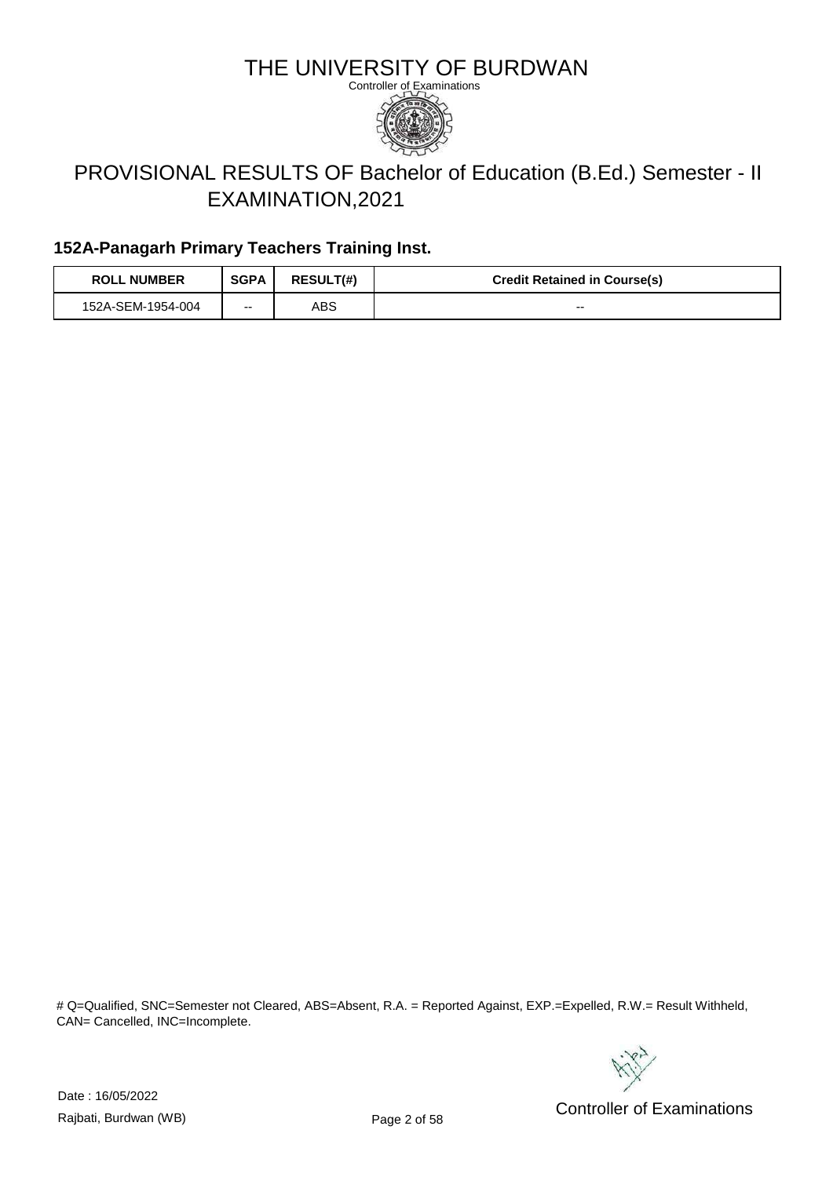# THE UNIVERSITY OF BURDWAN

Controller of Examinations

## PROVISIONAL RESULTS OF Bachelor of Education (B.Ed.) Semester - II EXAMINATION,2021

### 152A-Panagarh Primary Teachers Training Inst.

| ROLL NUMBER | SGPA | RESULT(#) | Credit Retained in Course(s) |
|---|---|---|---|
| 152A-SEM-1954-004 | -- | ABS | -- |

# Q=Qualified, SNC=Semester not Cleared, ABS=Absent, R.A. = Reported Against, EXP.=Expelled, R.W.= Result Withheld, CAN= Cancelled, INC=Incomplete.

Date : 16/05/2022

Rajbati, Burdwan (WB)

Controller of Examinations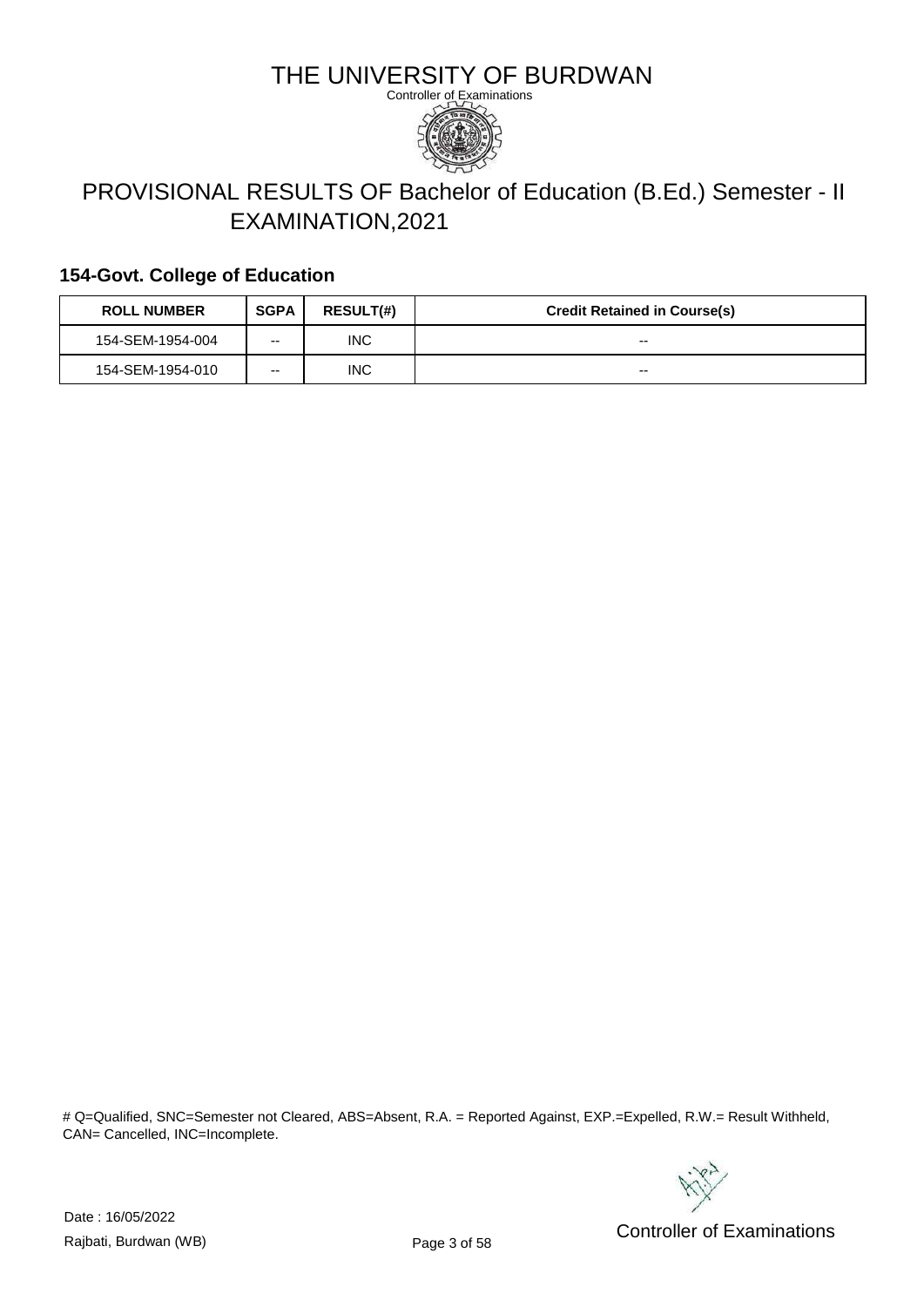# THE UNIVERSITY OF BURDWAN

Controller of Examinations

## PROVISIONAL RESULTS OF Bachelor of Education (B.Ed.) Semester - II EXAMINATION,2021

### 154-Govt. College of Education

| ROLL NUMBER | SGPA | RESULT(#) | Credit Retained in Course(s) |
|---|---|---|---|
| 154-SEM-1954-004 | -- | INC | -- |
| 154-SEM-1954-010 | -- | INC | -- |

# Q=Qualified, SNC=Semester not Cleared, ABS=Absent, R.A. = Reported Against, EXP.=Expelled, R.W.= Result Withheld, CAN= Cancelled, INC=Incomplete.

Date : 16/05/2022

Rajbati, Burdwan (WB)

Controller of Examinations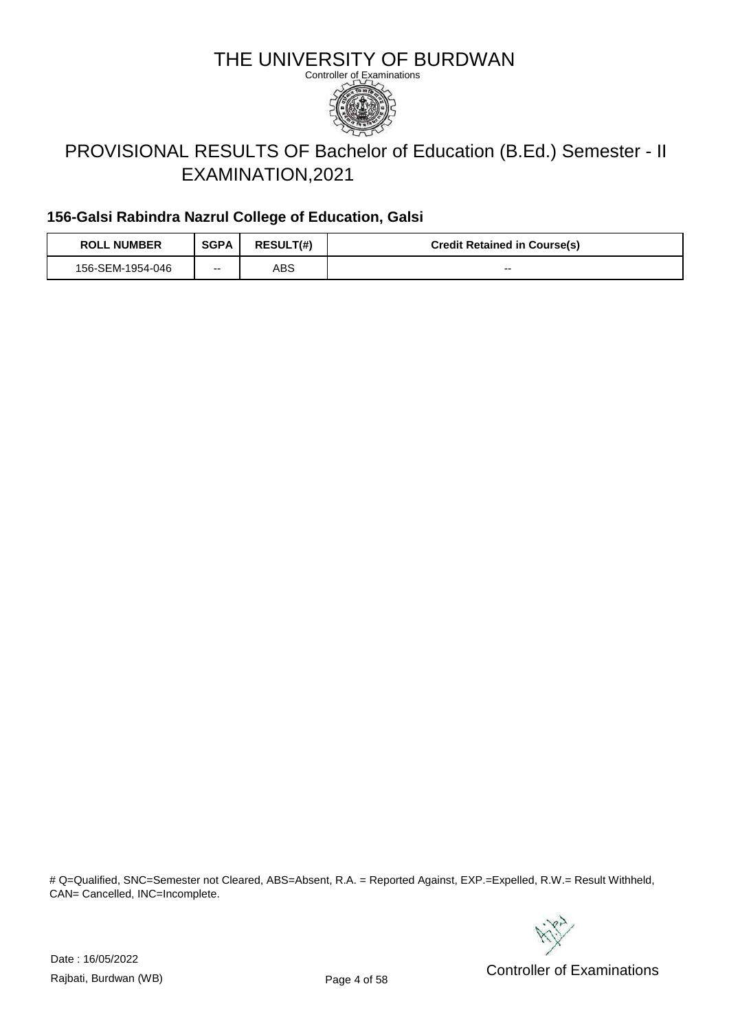# THE UNIVERSITY OF BURDWAN

Controller of Examinations

## PROVISIONAL RESULTS OF Bachelor of Education (B.Ed.) Semester - II EXAMINATION,2021

### 156-Galsi Rabindra Nazrul College of Education, Galsi

| ROLL NUMBER | SGPA | RESULT(#) | Credit Retained in Course(s) |
|---|---|---|---|
| 156-SEM-1954-046 | -- | ABS | -- |

# Q=Qualified, SNC=Semester not Cleared, ABS=Absent, R.A. = Reported Against, EXP.=Expelled, R.W.= Result Withheld, CAN= Cancelled, INC=Incomplete.

Date : 16/05/2022

Rajbati, Burdwan (WB)

Controller of Examinations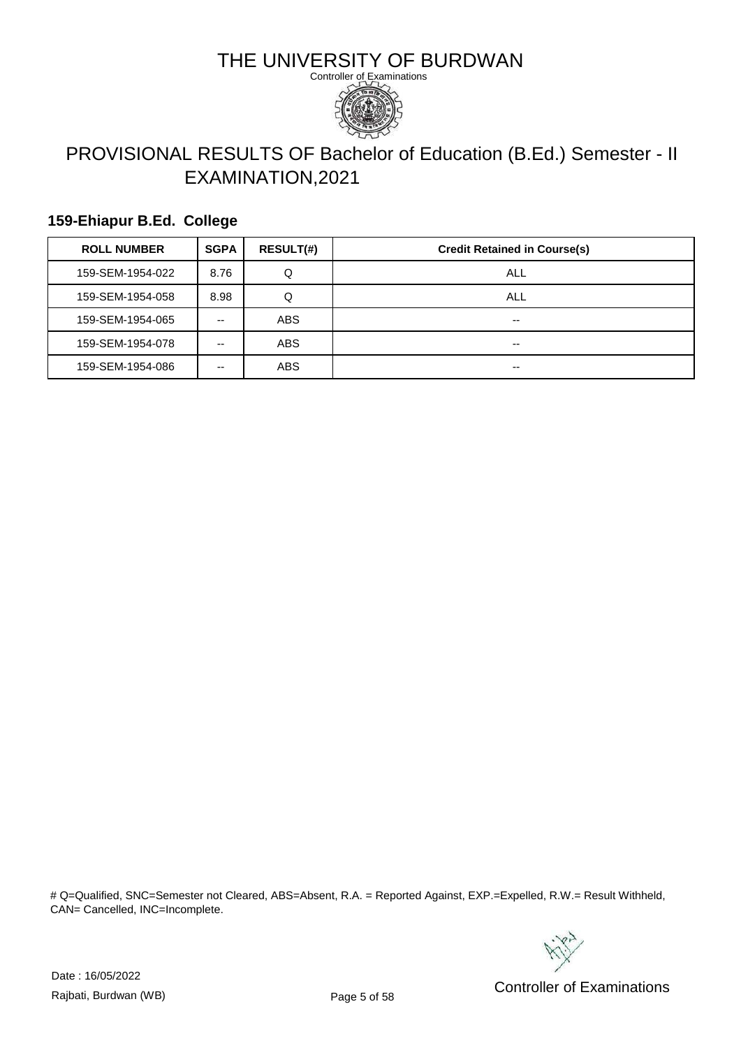# THE UNIVERSITY OF BURDWAN

Controller of Examinations

## PROVISIONAL RESULTS OF Bachelor of Education (B.Ed.) Semester - II EXAMINATION,2021

### 159-Ehiapur B.Ed. College

| ROLL NUMBER | SGPA | RESULT(#) | Credit Retained in Course(s) |
| --- | --- | --- | --- |
| 159-SEM-1954-022 | 8.76 | Q | ALL |
| 159-SEM-1954-058 | 8.98 | Q | ALL |
| 159-SEM-1954-065 | -- | ABS | -- |
| 159-SEM-1954-078 | -- | ABS | -- |
| 159-SEM-1954-086 | -- | ABS | -- |

# Q=Qualified, SNC=Semester not Cleared, ABS=Absent, R.A. = Reported Against, EXP.=Expelled, R.W.= Result Withheld, CAN= Cancelled, INC=Incomplete.

Date : 16/05/2022

Rajbati, Burdwan (WB)

Controller of Examinations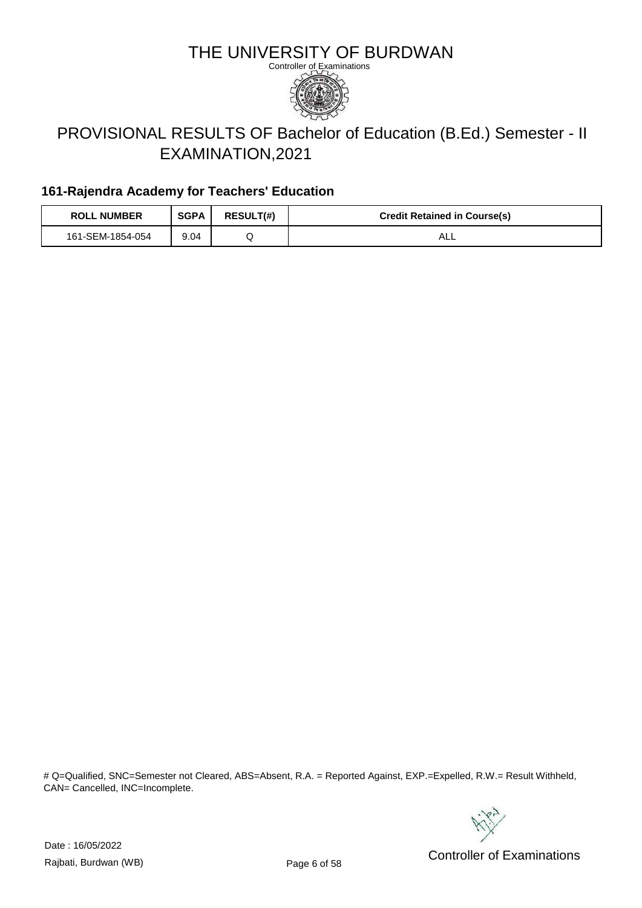# THE UNIVERSITY OF BURDWAN

Controller of Examinations

## PROVISIONAL RESULTS OF Bachelor of Education (B.Ed.) Semester - II EXAMINATION,2021

### 161-Rajendra Academy for Teachers' Education

| ROLL NUMBER | SGPA | RESULT(#) | Credit Retained in Course(s) |
|---|---|---|---|
| 161-SEM-1854-054 | 9.04 | Q | ALL |

# Q=Qualified, SNC=Semester not Cleared, ABS=Absent, R.A. = Reported Against, EXP.=Expelled, R.W.= Result Withheld, CAN= Cancelled, INC=Incomplete.

Date : 16/05/2022

Rajbati, Burdwan (WB)

Controller of Examinations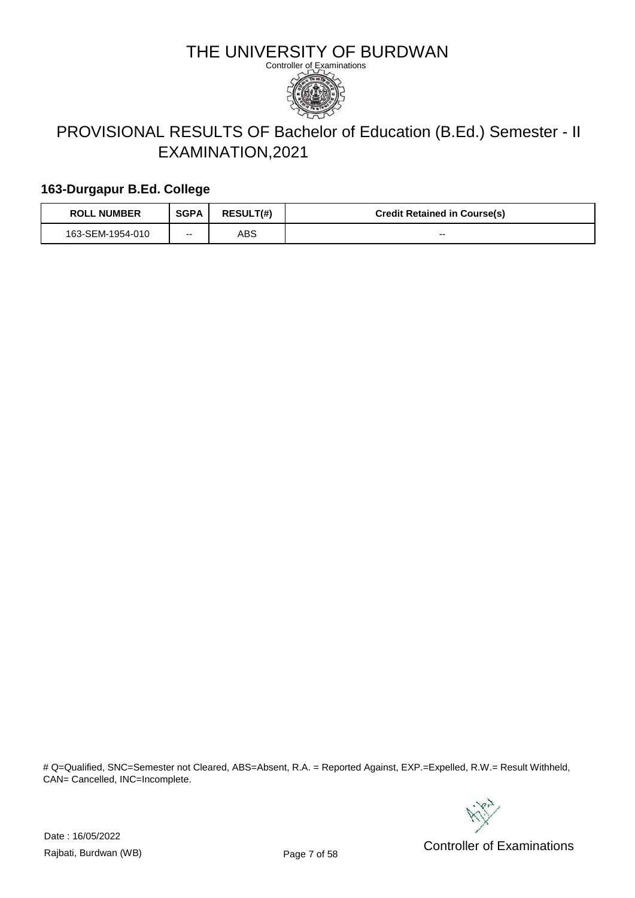# THE UNIVERSITY OF BURDWAN

Controller of Examinations

## PROVISIONAL RESULTS OF Bachelor of Education (B.Ed.) Semester - II EXAMINATION,2021

### 163-Durgapur B.Ed. College

| ROLL NUMBER | SGPA | RESULT(#) | Credit Retained in Course(s) |
|---|---|---|---|
| 163-SEM-1954-010 | -- | ABS | -- |

# Q=Qualified, SNC=Semester not Cleared, ABS=Absent, R.A. = Reported Against, EXP.=Expelled, R.W.= Result Withheld, CAN= Cancelled, INC=Incomplete.

Date : 16/05/2022

Rajbati, Burdwan (WB)

Controller of Examinations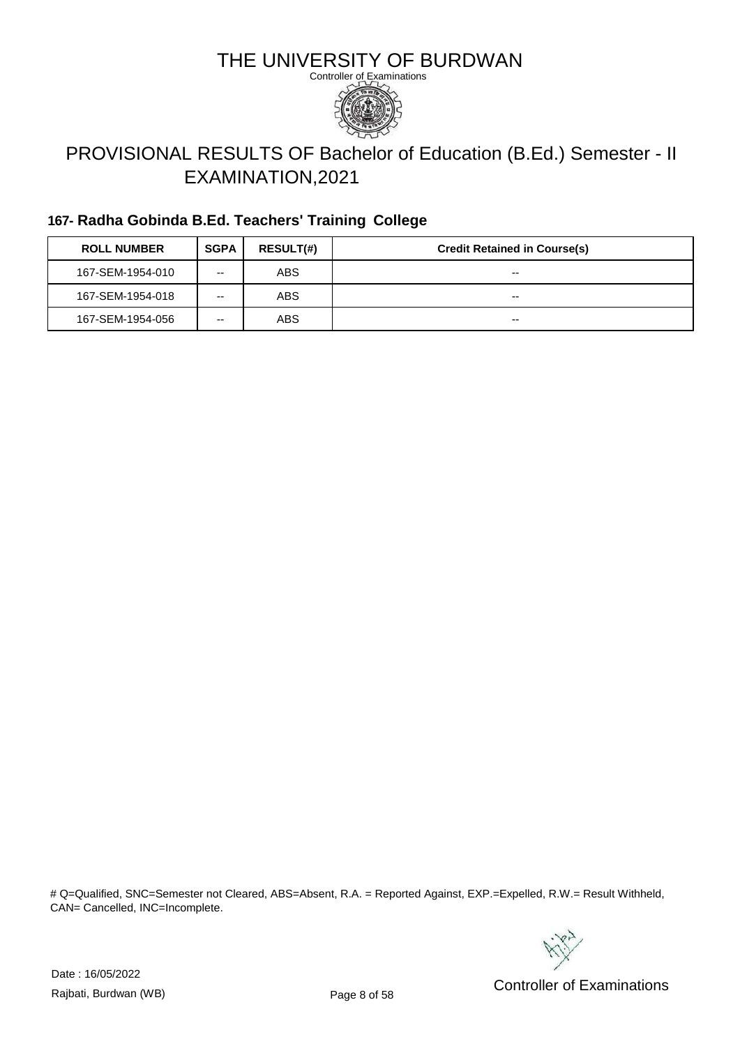# THE UNIVERSITY OF BURDWAN

Controller of Examinations

## PROVISIONAL RESULTS OF Bachelor of Education (B.Ed.) Semester - II EXAMINATION,2021

### 167- Radha Gobinda B.Ed. Teachers' Training College

| ROLL NUMBER | SGPA | RESULT(#) | Credit Retained in Course(s) |
| --- | --- | --- | --- |
| 167-SEM-1954-010 | -- | ABS | -- |
| 167-SEM-1954-018 | -- | ABS | -- |
| 167-SEM-1954-056 | -- | ABS | -- |

# Q=Qualified, SNC=Semester not Cleared, ABS=Absent, R.A. = Reported Against, EXP.=Expelled, R.W.= Result Withheld, CAN= Cancelled, INC=Incomplete.

Date : 16/05/2022

Rajbati, Burdwan (WB)

Controller of Examinations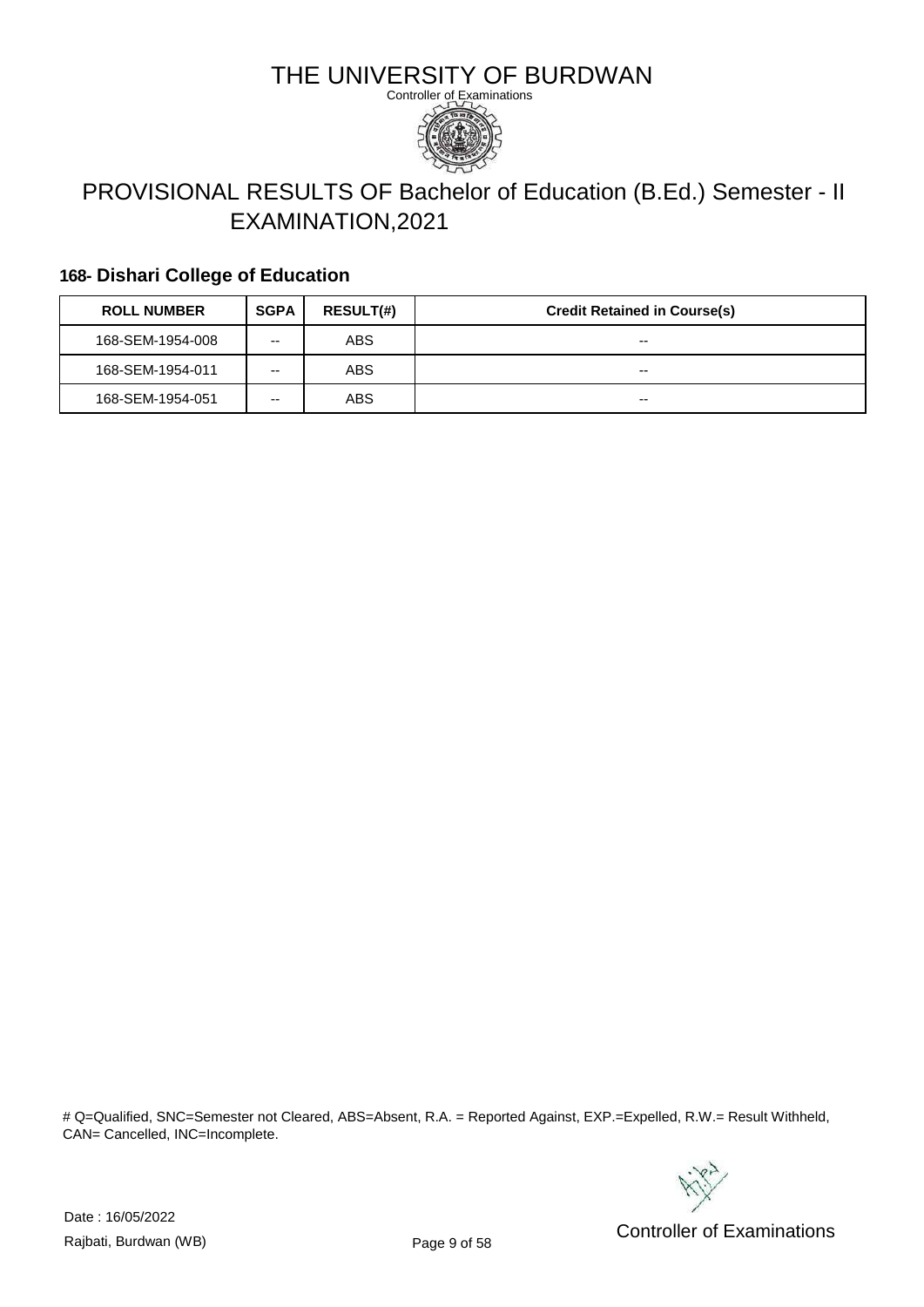# THE UNIVERSITY OF BURDWAN

Controller of Examinations

## PROVISIONAL RESULTS OF Bachelor of Education (B.Ed.) Semester - II EXAMINATION,2021

### 168- Dishari College of Education

| ROLL NUMBER | SGPA | RESULT(#) | Credit Retained in Course(s) |
|---|---|---|---|
| 168-SEM-1954-008 | -- | ABS | -- |
| 168-SEM-1954-011 | -- | ABS | -- |
| 168-SEM-1954-051 | -- | ABS | -- |

# Q=Qualified, SNC=Semester not Cleared, ABS=Absent, R.A. = Reported Against, EXP.=Expelled, R.W.= Result Withheld, CAN= Cancelled, INC=Incomplete.

Date : 16/05/2022

Rajbati, Burdwan (WB)

Controller of Examinations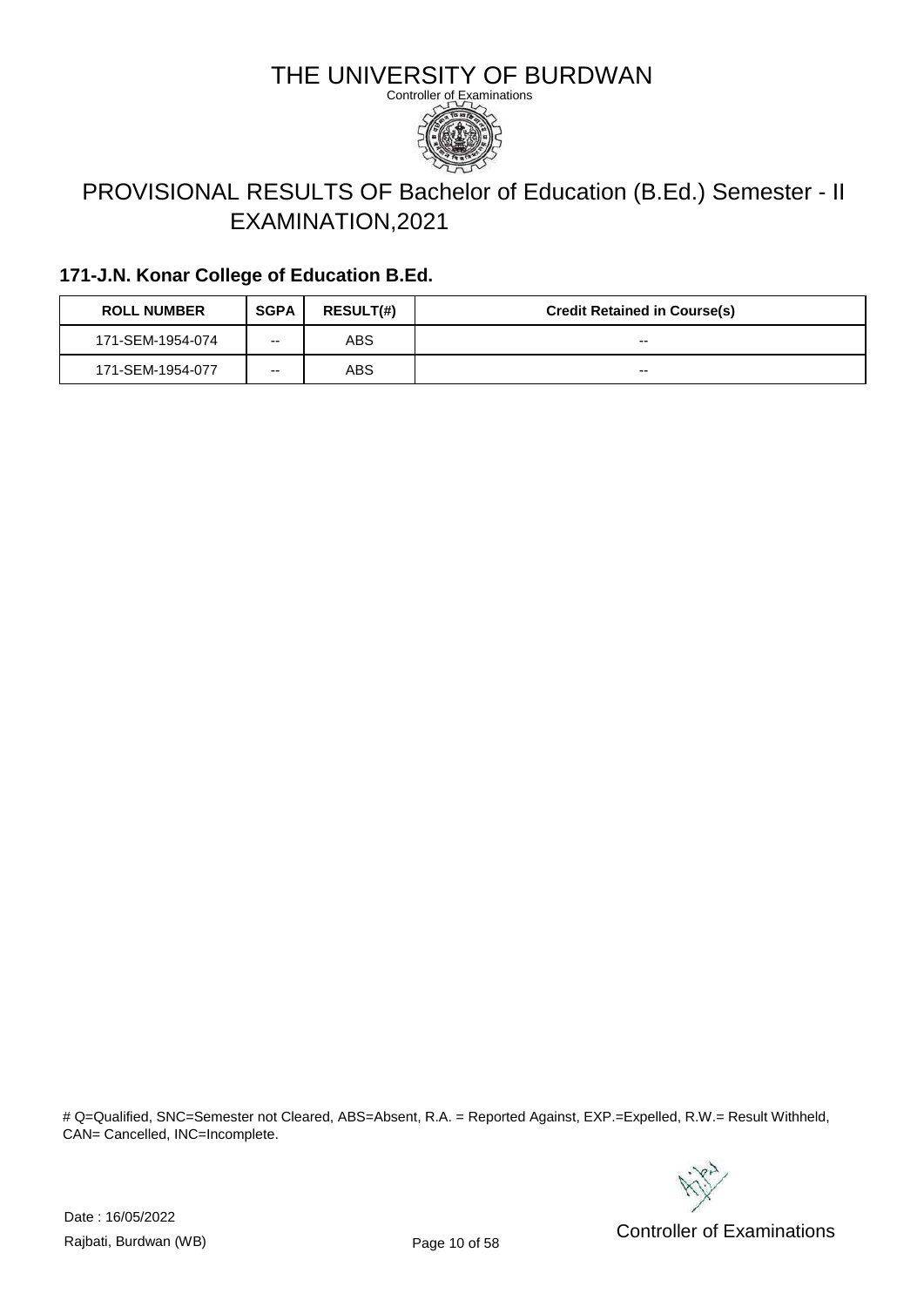# THE UNIVERSITY OF BURDWAN

Controller of Examinations

## PROVISIONAL RESULTS OF Bachelor of Education (B.Ed.) Semester - II EXAMINATION,2021

### 171-J.N. Konar College of Education B.Ed.

| ROLL NUMBER | SGPA | RESULT(#) | Credit Retained in Course(s) |
|---|---|---|---|
| 171-SEM-1954-074 | -- | ABS | -- |
| 171-SEM-1954-077 | -- | ABS | -- |

# Q=Qualified, SNC=Semester not Cleared, ABS=Absent, R.A. = Reported Against, EXP.=Expelled, R.W.= Result Withheld, CAN= Cancelled, INC=Incomplete.

Date : 16/05/2022

Rajbati, Burdwan (WB)

Controller of Examinations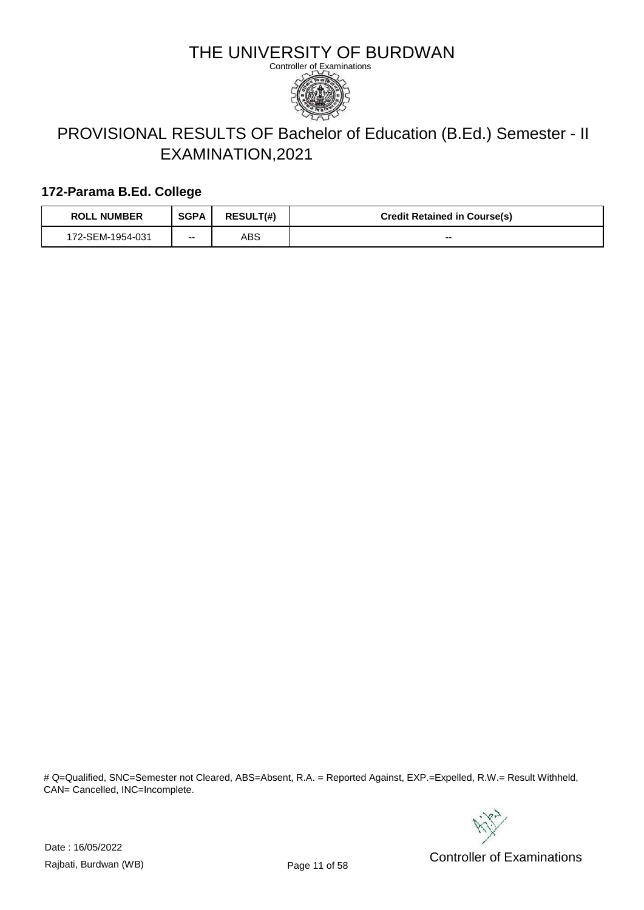# THE UNIVERSITY OF BURDWAN

Controller of Examinations

## PROVISIONAL RESULTS OF Bachelor of Education (B.Ed.) Semester - II EXAMINATION,2021

### 172-Parama B.Ed. College

| ROLL NUMBER | SGPA | RESULT(#) | Credit Retained in Course(s) |
|---|---|---|---|
| 172-SEM-1954-031 | -- | ABS | -- |

# Q=Qualified, SNC=Semester not Cleared, ABS=Absent, R.A. = Reported Against, EXP.=Expelled, R.W.= Result Withheld, CAN= Cancelled, INC=Incomplete.

Date : 16/05/2022

Rajbati, Burdwan (WB)

Controller of Examinations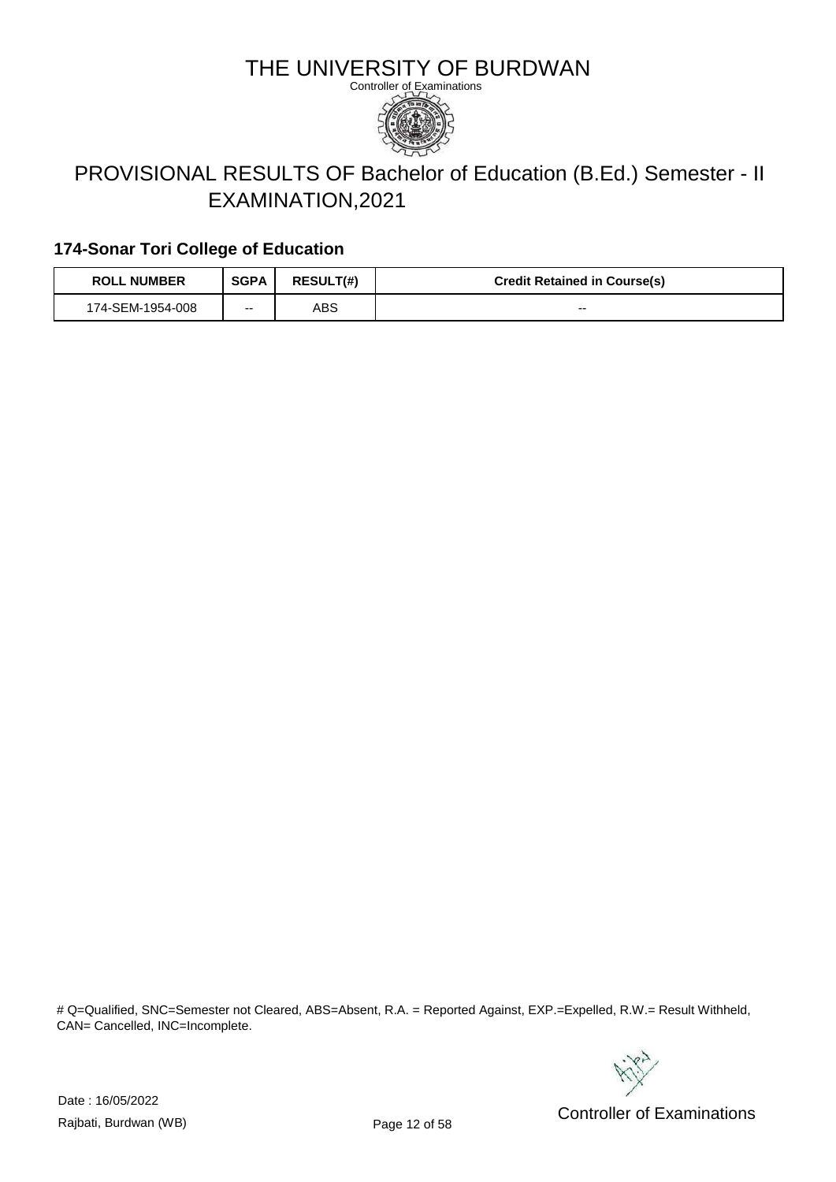# THE UNIVERSITY OF BURDWAN

Controller of Examinations

## PROVISIONAL RESULTS OF Bachelor of Education (B.Ed.) Semester - II EXAMINATION,2021

### 174-Sonar Tori College of Education

| ROLL NUMBER | SGPA | RESULT(#) | Credit Retained in Course(s) |
|---|---|---|---|
| 174-SEM-1954-008 | -- | ABS | -- |

# Q=Qualified, SNC=Semester not Cleared, ABS=Absent, R.A. = Reported Against, EXP.=Expelled, R.W.= Result Withheld, CAN= Cancelled, INC=Incomplete.

Date : 16/05/2022

Rajbati, Burdwan (WB)

Controller of Examinations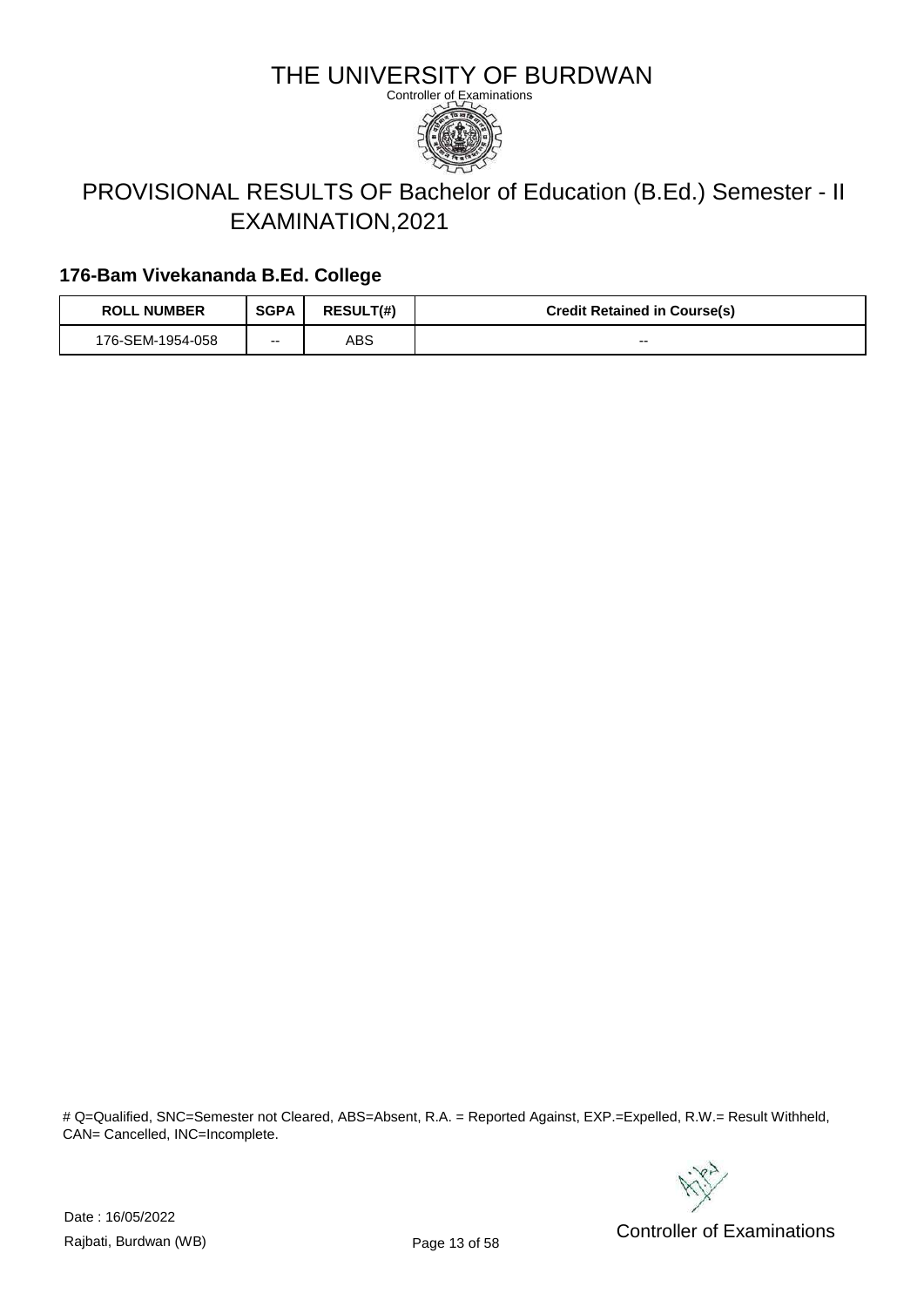# THE UNIVERSITY OF BURDWAN

Controller of Examinations

## PROVISIONAL RESULTS OF Bachelor of Education (B.Ed.) Semester - II EXAMINATION,2021

### 176-Bam Vivekananda B.Ed. College

| ROLL NUMBER | SGPA | RESULT(#) | Credit Retained in Course(s) |
| --- | --- | --- | --- |
| 176-SEM-1954-058 | -- | ABS | -- |

# Q=Qualified, SNC=Semester not Cleared, ABS=Absent, R.A. = Reported Against, EXP.=Expelled, R.W.= Result Withheld, CAN= Cancelled, INC=Incomplete.

Date : 16/05/2022

Rajbati, Burdwan (WB)

Controller of Examinations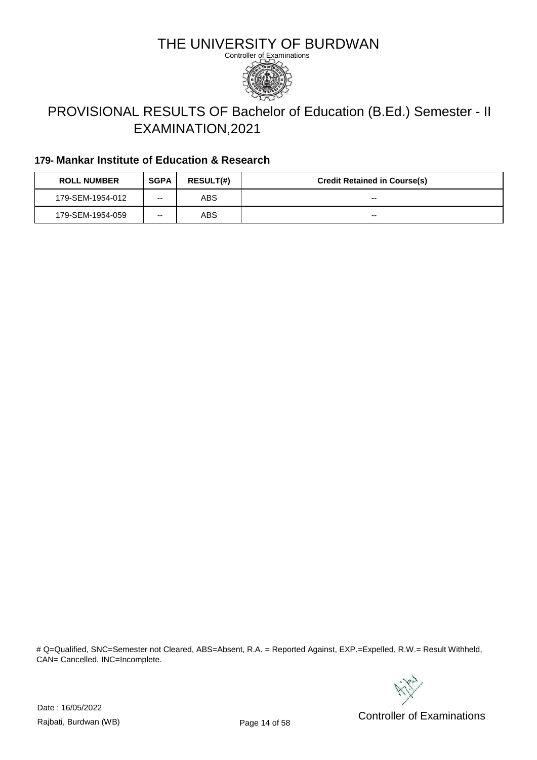# THE UNIVERSITY OF BURDWAN

Controller of Examinations

## PROVISIONAL RESULTS OF Bachelor of Education (B.Ed.) Semester - II EXAMINATION,2021

### 179- Mankar Institute of Education & Research

| ROLL NUMBER | SGPA | RESULT(#) | Credit Retained in Course(s) |
|---|---|---|---|
| 179-SEM-1954-012 | -- | ABS | -- |
| 179-SEM-1954-059 | -- | ABS | -- |

# Q=Qualified, SNC=Semester not Cleared, ABS=Absent, R.A. = Reported Against, EXP.=Expelled, R.W.= Result Withheld, CAN= Cancelled, INC=Incomplete.

Date : 16/05/2022

Rajbati, Burdwan (WB)

Controller of Examinations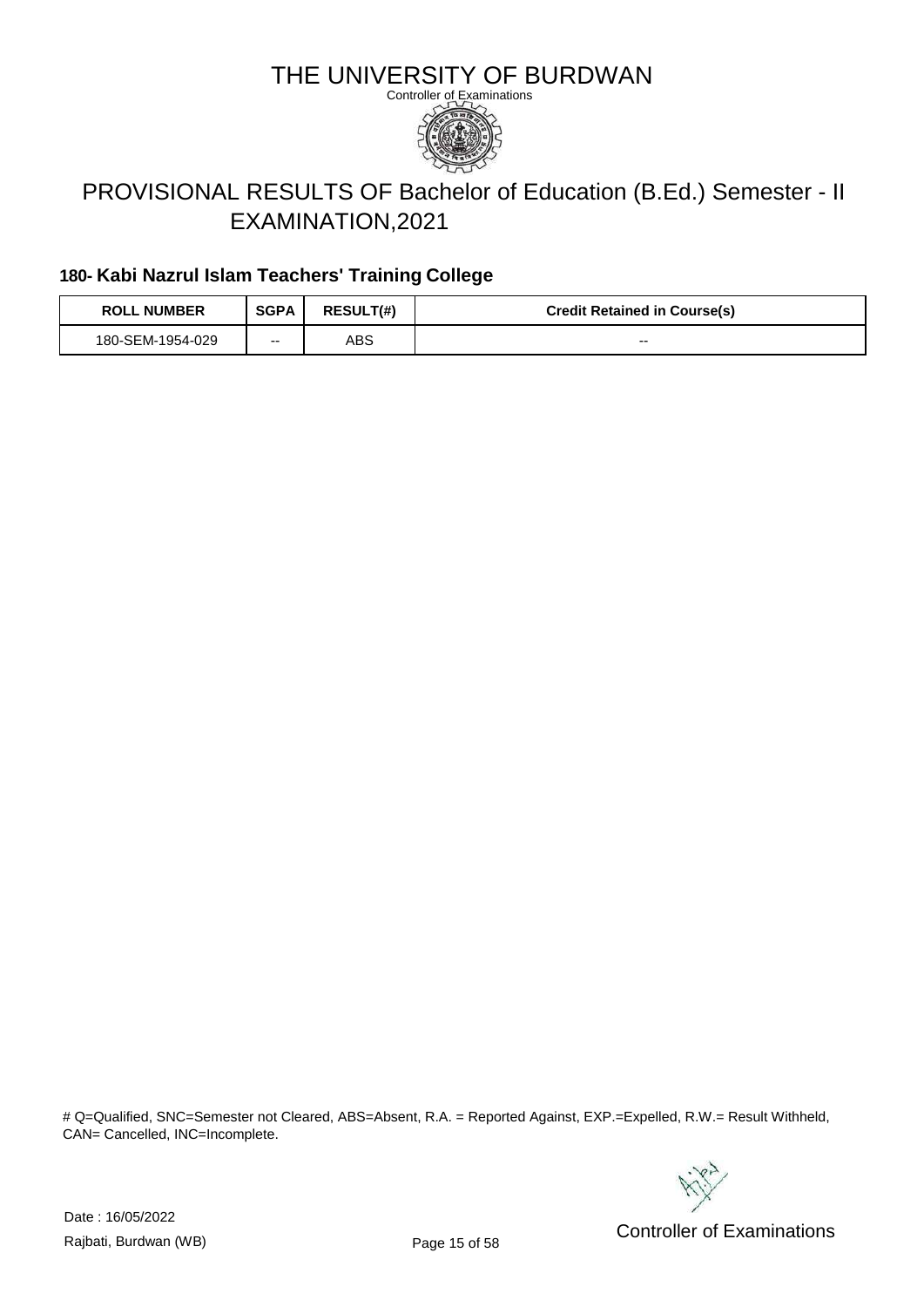# THE UNIVERSITY OF BURDWAN

Controller of Examinations

## PROVISIONAL RESULTS OF Bachelor of Education (B.Ed.) Semester - II EXAMINATION,2021

### 180- Kabi Nazrul Islam Teachers' Training College

| ROLL NUMBER | SGPA | RESULT(#) | Credit Retained in Course(s) |
|---|---|---|---|
| 180-SEM-1954-029 | -- | ABS | -- |

# Q=Qualified, SNC=Semester not Cleared, ABS=Absent, R.A. = Reported Against, EXP.=Expelled, R.W.= Result Withheld, CAN= Cancelled, INC=Incomplete.

Date : 16/05/2022

Rajbati, Burdwan (WB)

Controller of Examinations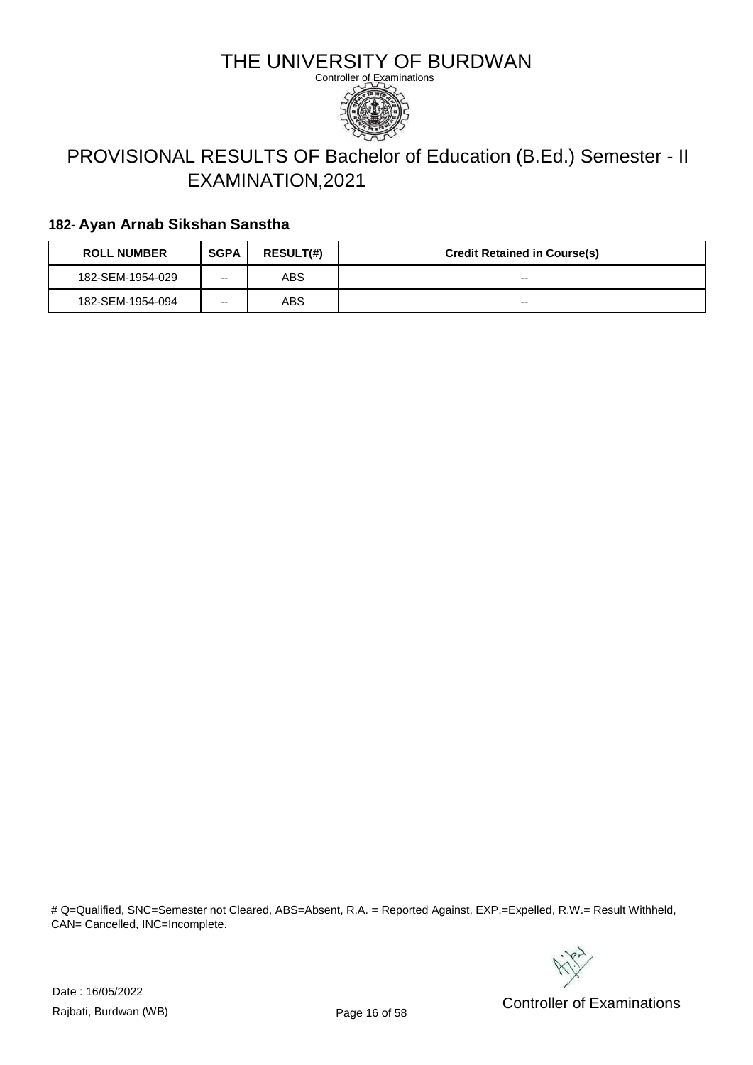# THE UNIVERSITY OF BURDWAN

Controller of Examinations

## PROVISIONAL RESULTS OF Bachelor of Education (B.Ed.) Semester - II EXAMINATION,2021

### 182- Ayan Arnab Sikshan Sanstha

| ROLL NUMBER | SGPA | RESULT(#) | Credit Retained in Course(s) |
|---|---|---|---|
| 182-SEM-1954-029 | -- | ABS | -- |
| 182-SEM-1954-094 | -- | ABS | -- |

# Q=Qualified, SNC=Semester not Cleared, ABS=Absent, R.A. = Reported Against, EXP.=Expelled, R.W.= Result Withheld, CAN= Cancelled, INC=Incomplete.

Date : 16/05/2022

Rajbati, Burdwan (WB)

Controller of Examinations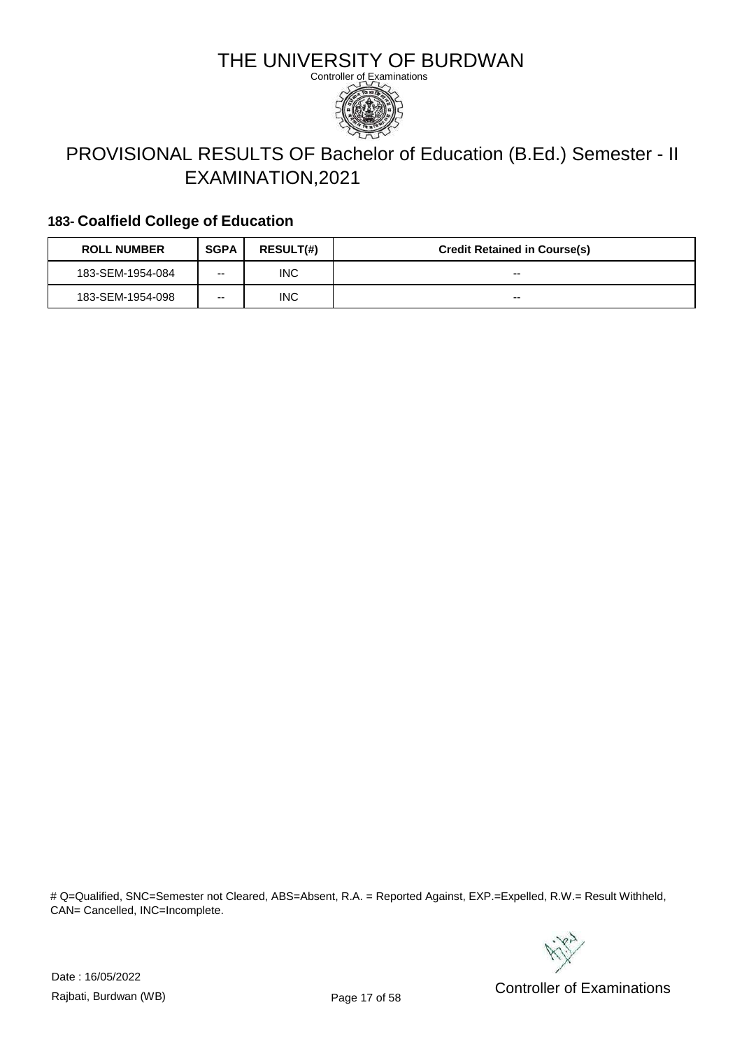# THE UNIVERSITY OF BURDWAN

Controller of Examinations

## PROVISIONAL RESULTS OF Bachelor of Education (B.Ed.) Semester - II EXAMINATION,2021

### 183- Coalfield College of Education

| ROLL NUMBER | SGPA | RESULT(#) | Credit Retained in Course(s) |
|---|---|---|---|
| 183-SEM-1954-084 | -- | INC | -- |
| 183-SEM-1954-098 | -- | INC | -- |

# Q=Qualified, SNC=Semester not Cleared, ABS=Absent, R.A. = Reported Against, EXP.=Expelled, R.W.= Result Withheld, CAN= Cancelled, INC=Incomplete.

Date : 16/05/2022

Rajbati, Burdwan (WB)

Controller of Examinations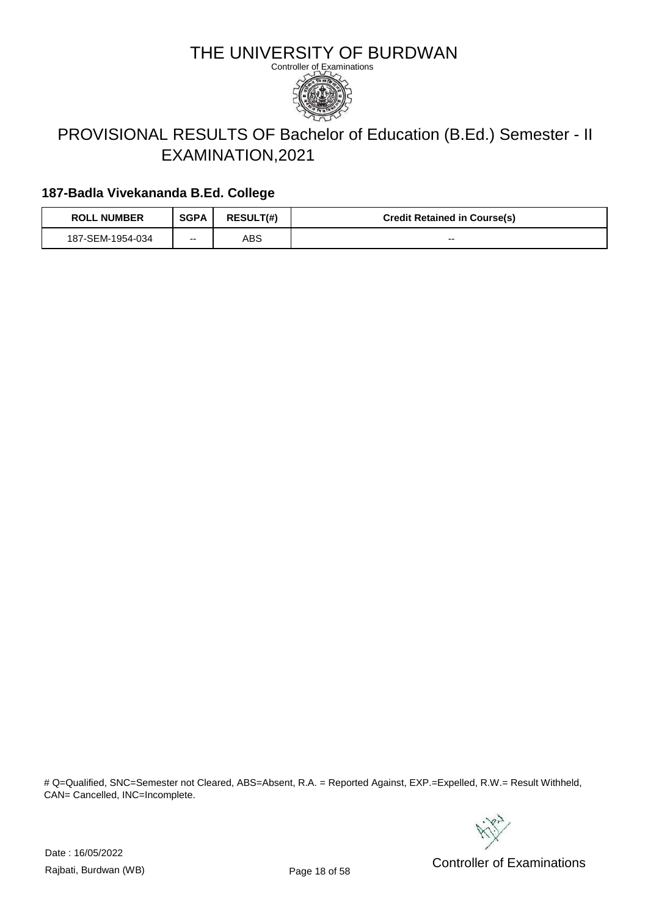# THE UNIVERSITY OF BURDWAN

Controller of Examinations

## PROVISIONAL RESULTS OF Bachelor of Education (B.Ed.) Semester - II EXAMINATION,2021

### 187-Badla Vivekananda B.Ed. College

| ROLL NUMBER | SGPA | RESULT(#) | Credit Retained in Course(s) |
|---|---|---|---|
| 187-SEM-1954-034 | -- | ABS | -- |

# Q=Qualified, SNC=Semester not Cleared, ABS=Absent, R.A. = Reported Against, EXP.=Expelled, R.W.= Result Withheld, CAN= Cancelled, INC=Incomplete.

Date : 16/05/2022

Rajbati, Burdwan (WB)

Controller of Examinations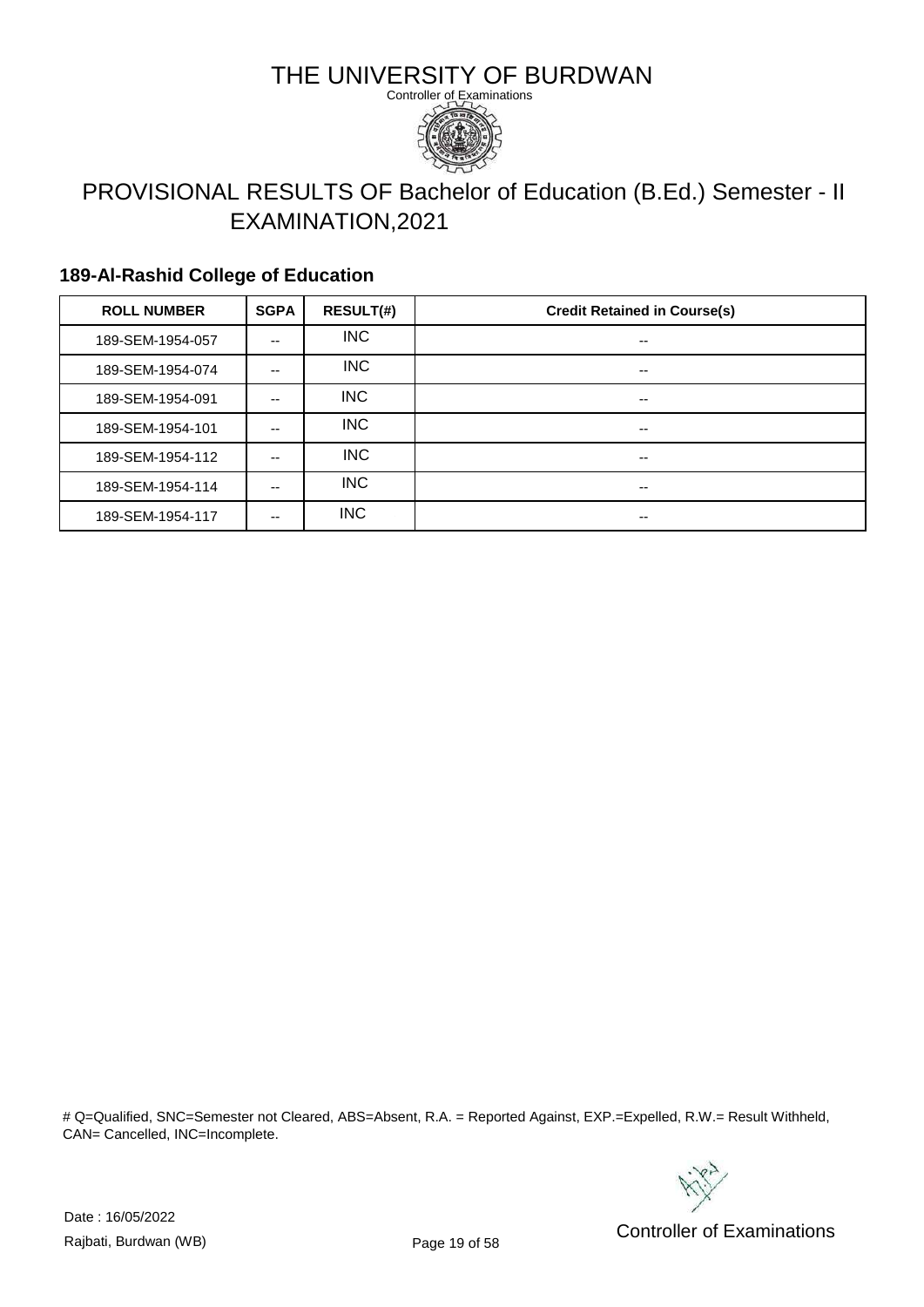# THE UNIVERSITY OF BURDWAN

Controller of Examinations

## PROVISIONAL RESULTS OF Bachelor of Education (B.Ed.) Semester - II EXAMINATION,2021

### 189-Al-Rashid College of Education

| ROLL NUMBER | SGPA | RESULT(#) | Credit Retained in Course(s) |
|---|---|---|---|
| 189-SEM-1954-057 | -- | INC | -- |
| 189-SEM-1954-074 | -- | INC | -- |
| 189-SEM-1954-091 | -- | INC | -- |
| 189-SEM-1954-101 | -- | INC | -- |
| 189-SEM-1954-112 | -- | INC | -- |
| 189-SEM-1954-114 | -- | INC | -- |
| 189-SEM-1954-117 | -- | INC | -- |

# Q=Qualified, SNC=Semester not Cleared, ABS=Absent, R.A. = Reported Against, EXP.=Expelled, R.W.= Result Withheld, CAN= Cancelled, INC=Incomplete.

Date : 16/05/2022

Rajbati, Burdwan (WB)

Controller of Examinations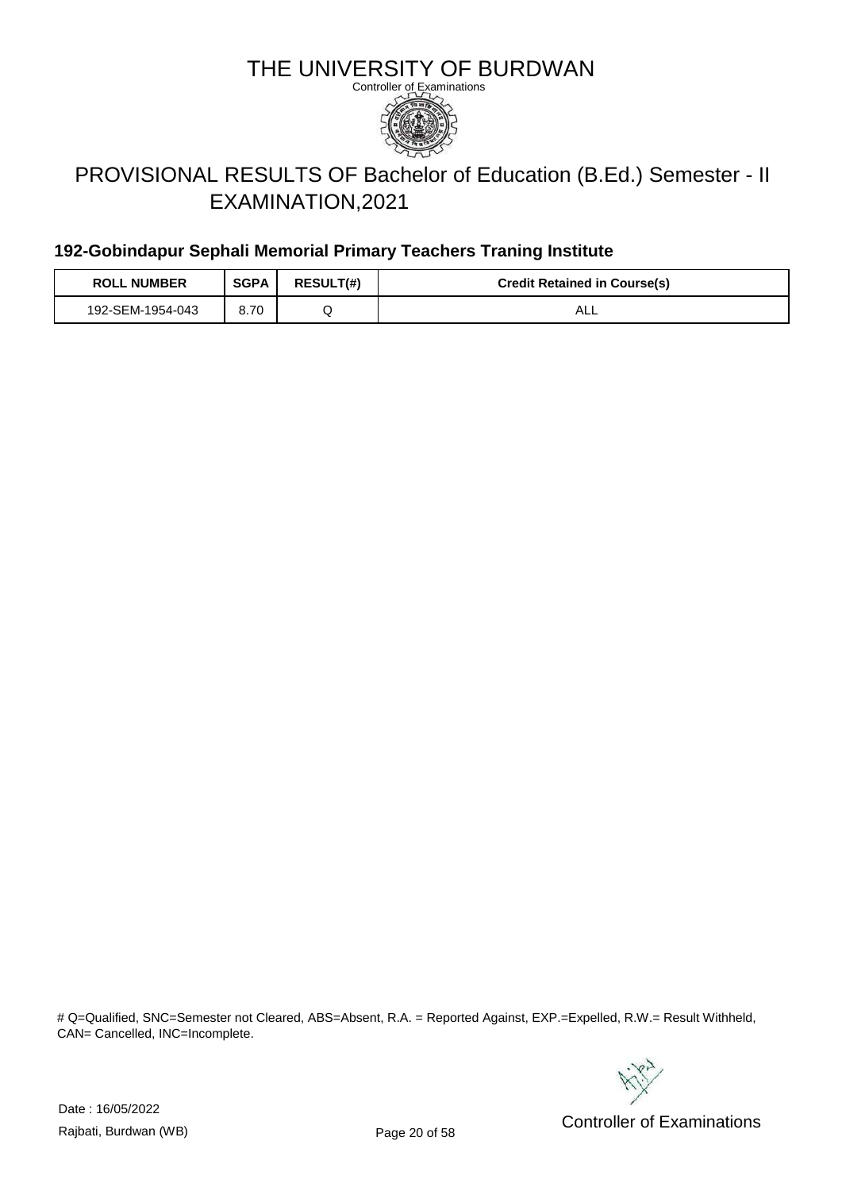# THE UNIVERSITY OF BURDWAN

Controller of Examinations

## PROVISIONAL RESULTS OF Bachelor of Education (B.Ed.) Semester - II EXAMINATION,2021

### 192-Gobindapur Sephali Memorial Primary Teachers Traning Institute

| ROLL NUMBER | SGPA | RESULT(#) | Credit Retained in Course(s) |
|---|---|---|---|
| 192-SEM-1954-043 | 8.70 | Q | ALL |

# Q=Qualified, SNC=Semester not Cleared, ABS=Absent, R.A. = Reported Against, EXP.=Expelled, R.W.= Result Withheld, CAN= Cancelled, INC=Incomplete.

Date : 16/05/2022

Rajbati, Burdwan (WB)

Controller of Examinations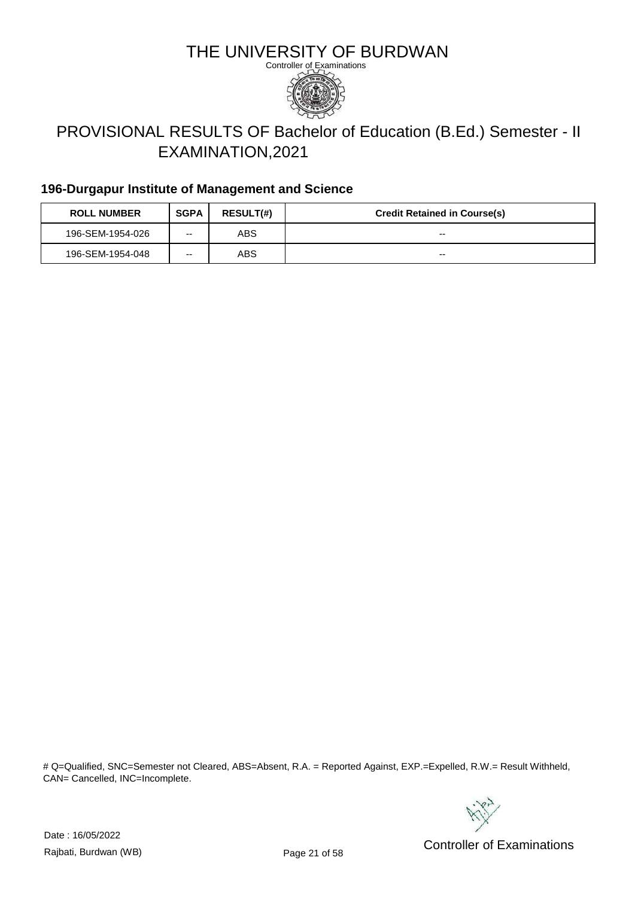# THE UNIVERSITY OF BURDWAN

Controller of Examinations

## PROVISIONAL RESULTS OF Bachelor of Education (B.Ed.) Semester - II EXAMINATION,2021

### 196-Durgapur Institute of Management and Science

| ROLL NUMBER | SGPA | RESULT(#) | Credit Retained in Course(s) |
|---|---|---|---|
| 196-SEM-1954-026 | -- | ABS | -- |
| 196-SEM-1954-048 | -- | ABS | -- |

# Q=Qualified, SNC=Semester not Cleared, ABS=Absent, R.A. = Reported Against, EXP.=Expelled, R.W.= Result Withheld, CAN= Cancelled, INC=Incomplete.

Date : 16/05/2022

Rajbati, Burdwan (WB)

Controller of Examinations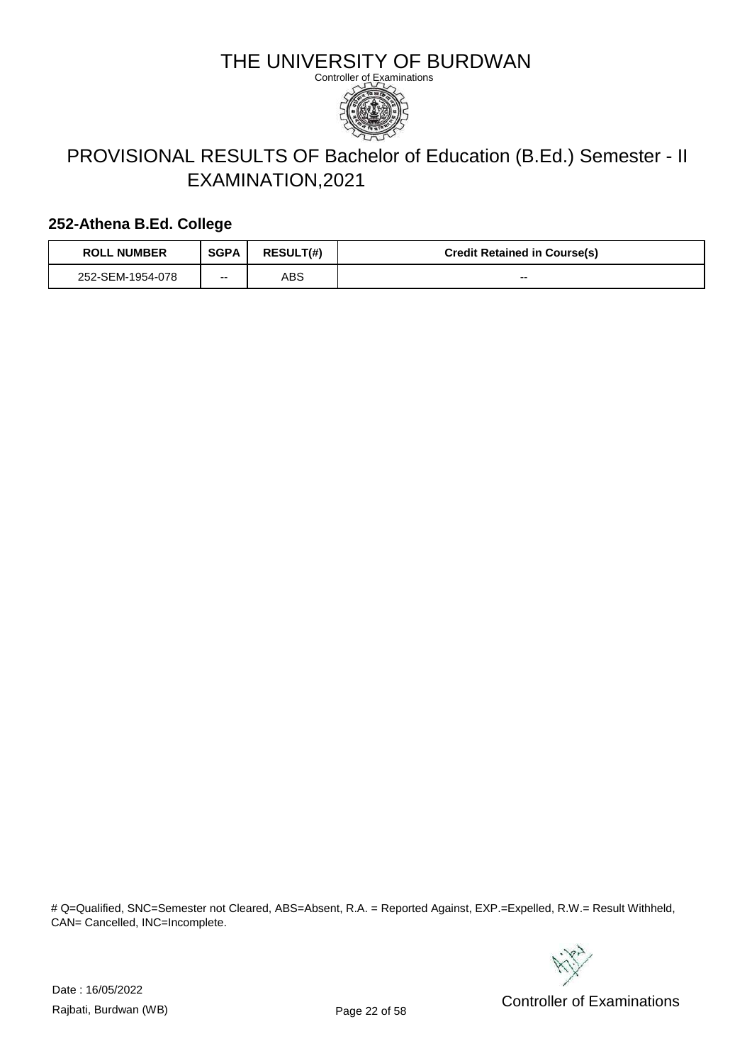# THE UNIVERSITY OF BURDWAN

Controller of Examinations

## PROVISIONAL RESULTS OF Bachelor of Education (B.Ed.) Semester - II EXAMINATION,2021

### 252-Athena B.Ed. College

| ROLL NUMBER | SGPA | RESULT(#) | Credit Retained in Course(s) |
|---|---|---|---|
| 252-SEM-1954-078 | -- | ABS | -- |

# Q=Qualified, SNC=Semester not Cleared, ABS=Absent, R.A. = Reported Against, EXP.=Expelled, R.W.= Result Withheld, CAN= Cancelled, INC=Incomplete.

Date : 16/05/2022

Rajbati, Burdwan (WB)

Controller of Examinations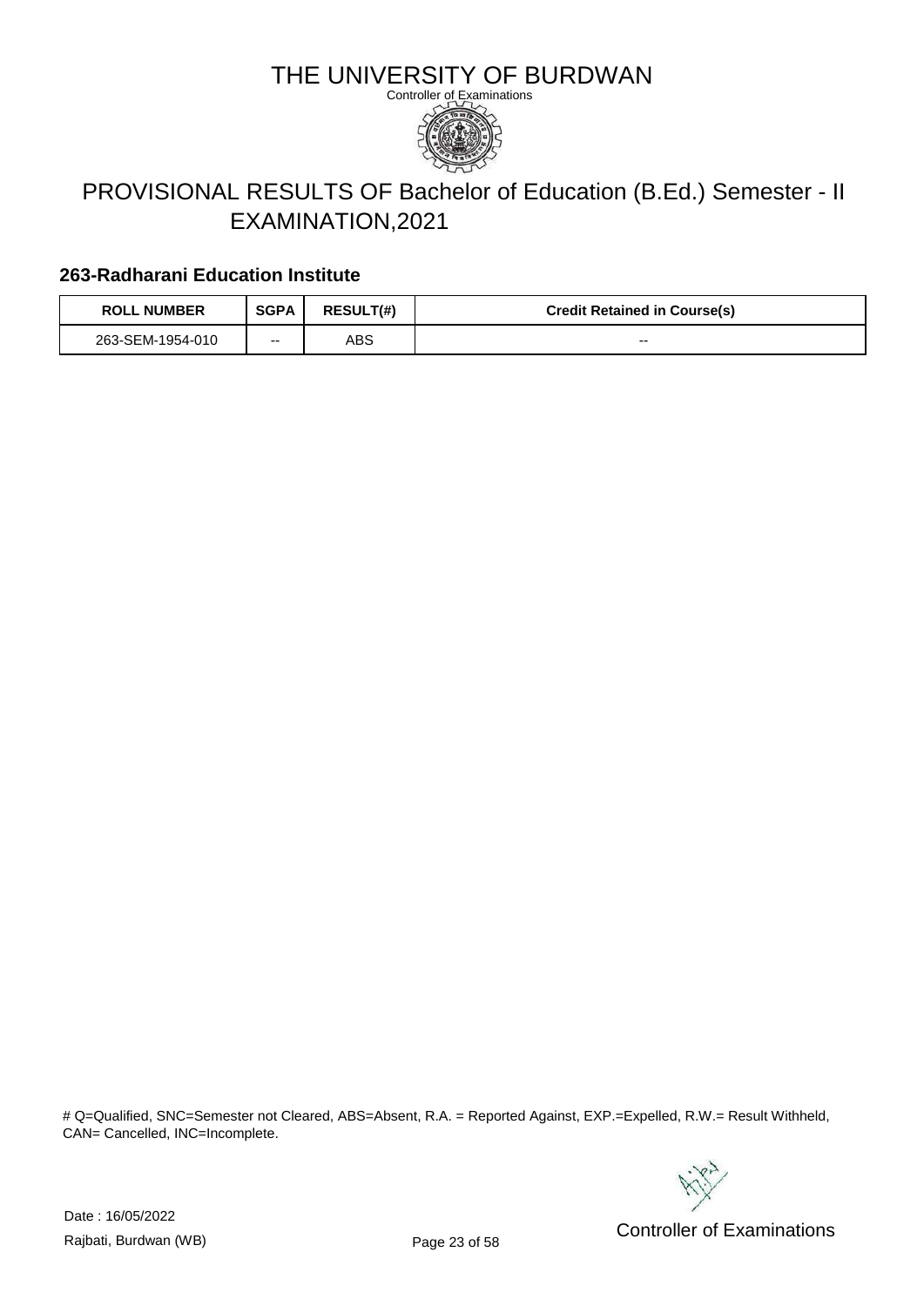# THE UNIVERSITY OF BURDWAN

Controller of Examinations

## PROVISIONAL RESULTS OF Bachelor of Education (B.Ed.) Semester - II EXAMINATION,2021

### 263-Radharani Education Institute

| ROLL NUMBER | SGPA | RESULT(#) | Credit Retained in Course(s) |
| --- | --- | --- | --- |
| 263-SEM-1954-010 | -- | ABS | -- |

# Q=Qualified, SNC=Semester not Cleared, ABS=Absent, R.A. = Reported Against, EXP.=Expelled, R.W.= Result Withheld, CAN= Cancelled, INC=Incomplete.

Date : 16/05/2022

Rajbati, Burdwan (WB)

Controller of Examinations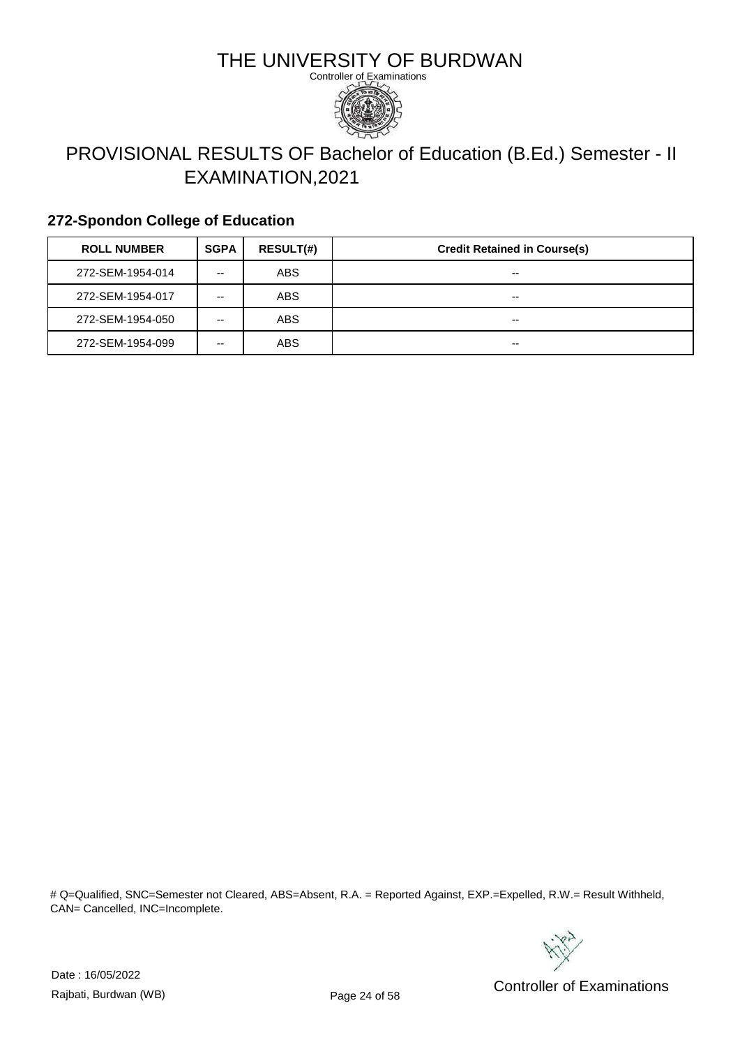# THE UNIVERSITY OF BURDWAN

Controller of Examinations

## PROVISIONAL RESULTS OF Bachelor of Education (B.Ed.) Semester - II EXAMINATION,2021

### 272-Spondon College of Education

| ROLL NUMBER | SGPA | RESULT(#) | Credit Retained in Course(s) |
|---|---|---|---|
| 272-SEM-1954-014 | -- | ABS | -- |
| 272-SEM-1954-017 | -- | ABS | -- |
| 272-SEM-1954-050 | -- | ABS | -- |
| 272-SEM-1954-099 | -- | ABS | -- |

# Q=Qualified, SNC=Semester not Cleared, ABS=Absent, R.A. = Reported Against, EXP.=Expelled, R.W.= Result Withheld, CAN= Cancelled, INC=Incomplete.

Date : 16/05/2022

Rajbati, Burdwan (WB)

Controller of Examinations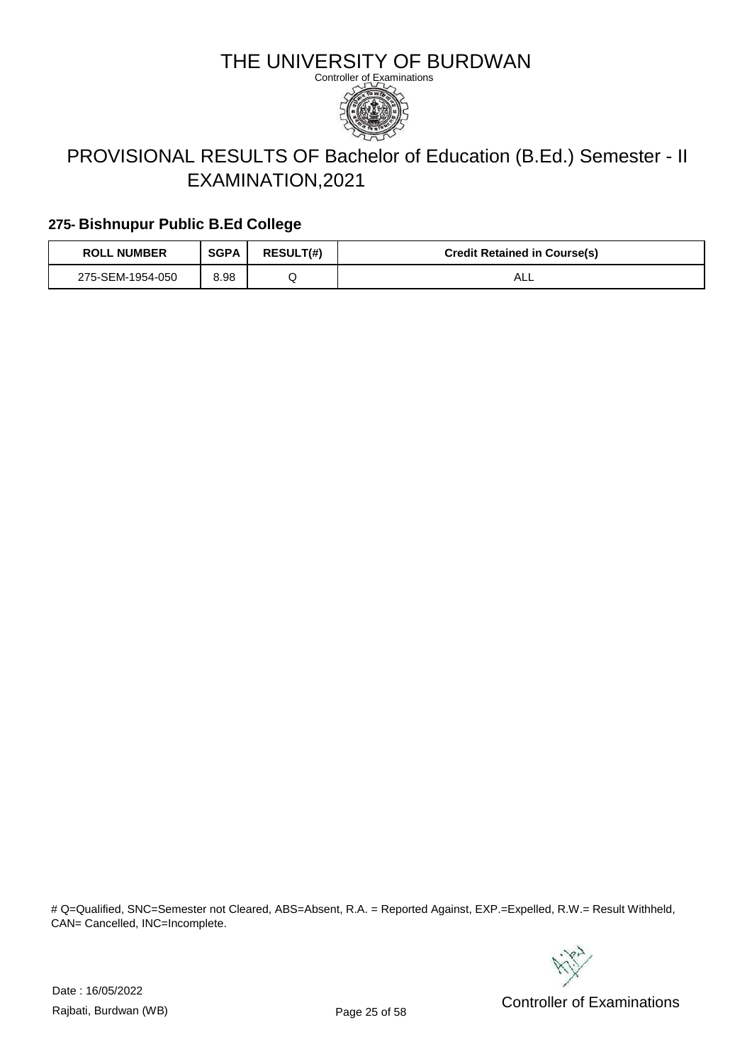# THE UNIVERSITY OF BURDWAN

Controller of Examinations

## PROVISIONAL RESULTS OF Bachelor of Education (B.Ed.) Semester - II EXAMINATION,2021

### 275- Bishnupur Public B.Ed College

| ROLL NUMBER | SGPA | RESULT(#) | Credit Retained in Course(s) |
|---|---|---|---|
| 275-SEM-1954-050 | 8.98 | Q | ALL |

# Q=Qualified, SNC=Semester not Cleared, ABS=Absent, R.A. = Reported Against, EXP.=Expelled, R.W.= Result Withheld, CAN= Cancelled, INC=Incomplete.

Date : 16/05/2022

Rajbati, Burdwan (WB)

Controller of Examinations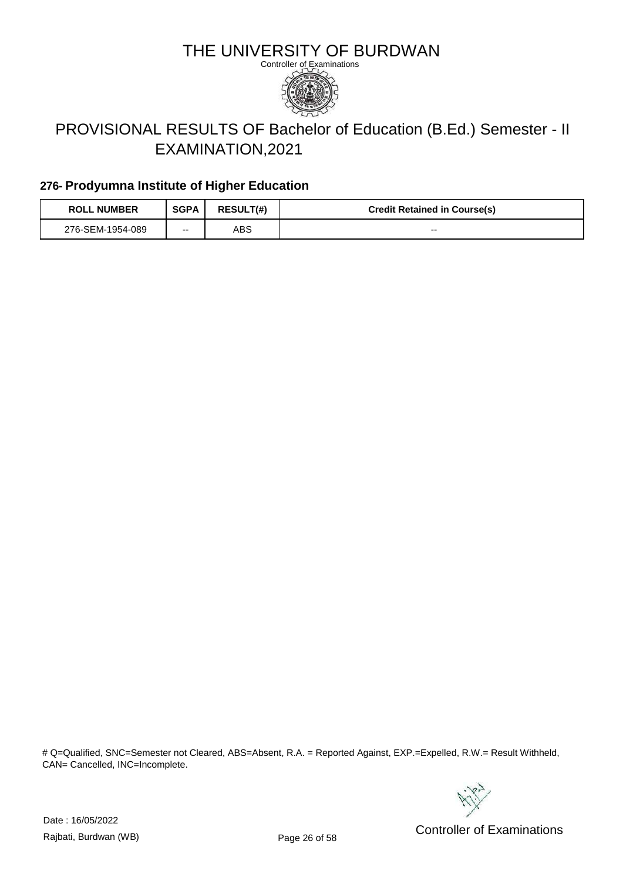# THE UNIVERSITY OF BURDWAN

Controller of Examinations

## PROVISIONAL RESULTS OF Bachelor of Education (B.Ed.) Semester - II EXAMINATION,2021

### 276- Prodyumna Institute of Higher Education

| ROLL NUMBER | SGPA | RESULT(#) | Credit Retained in Course(s) |
|---|---|---|---|
| 276-SEM-1954-089 | -- | ABS | -- |

# Q=Qualified, SNC=Semester not Cleared, ABS=Absent, R.A. = Reported Against, EXP.=Expelled, R.W.= Result Withheld, CAN= Cancelled, INC=Incomplete.

Date : 16/05/2022

Rajbati, Burdwan (WB)

Controller of Examinations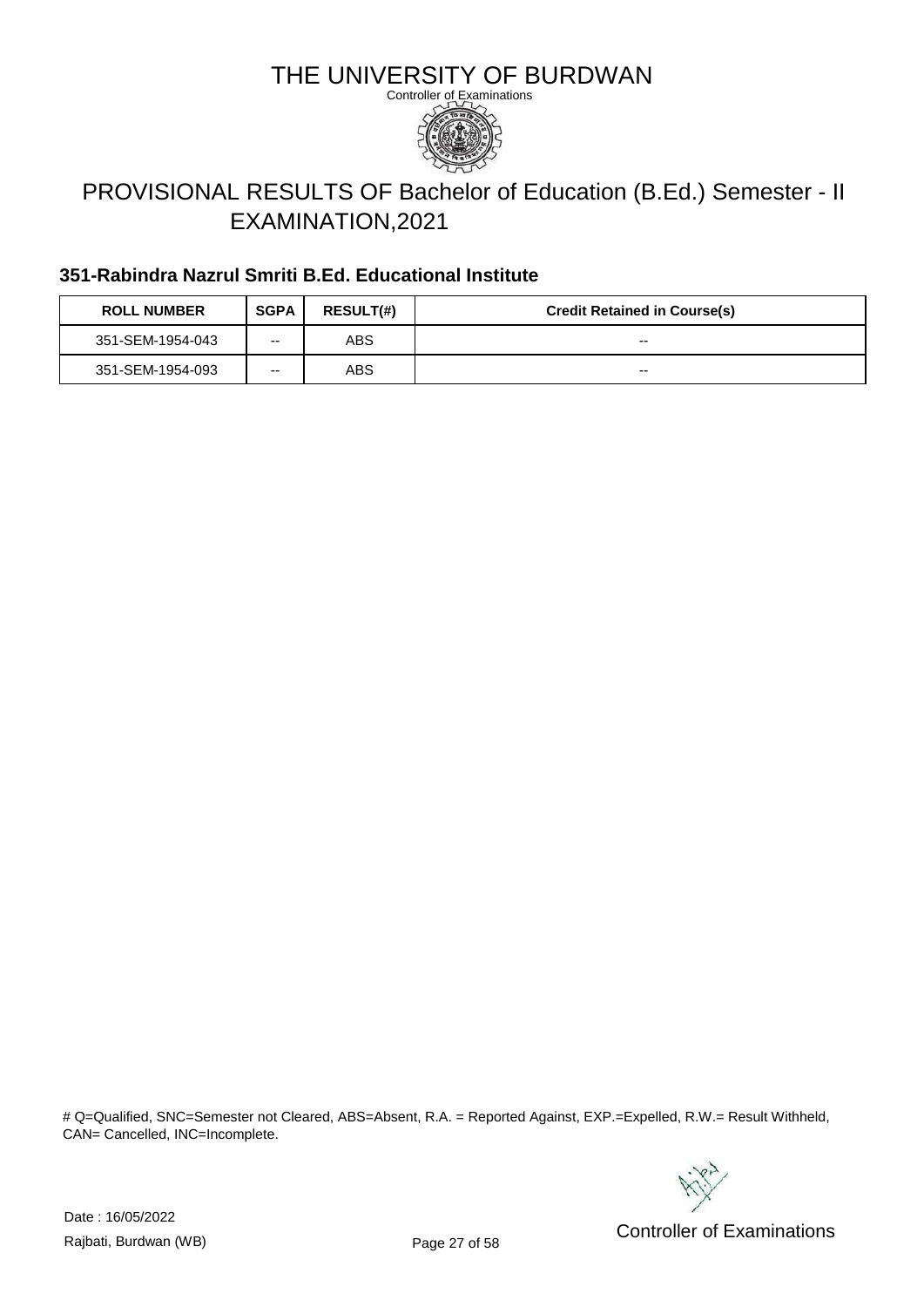# THE UNIVERSITY OF BURDWAN

Controller of Examinations

## PROVISIONAL RESULTS OF Bachelor of Education (B.Ed.) Semester - II EXAMINATION,2021

### 351-Rabindra Nazrul Smriti B.Ed. Educational Institute

| ROLL NUMBER | SGPA | RESULT(#) | Credit Retained in Course(s) |
|---|---|---|---|
| 351-SEM-1954-043 | -- | ABS | -- |
| 351-SEM-1954-093 | -- | ABS | -- |

# Q=Qualified, SNC=Semester not Cleared, ABS=Absent, R.A. = Reported Against, EXP.=Expelled, R.W.= Result Withheld, CAN= Cancelled, INC=Incomplete.

Date : 16/05/2022

Rajbati, Burdwan (WB)

Controller of Examinations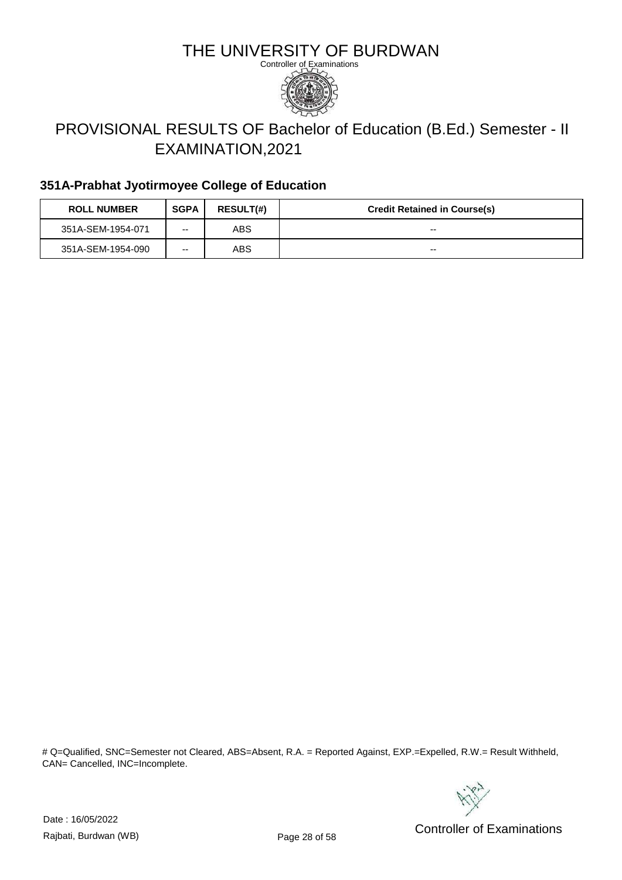# THE UNIVERSITY OF BURDWAN

Controller of Examinations

## PROVISIONAL RESULTS OF Bachelor of Education (B.Ed.) Semester - II EXAMINATION,2021

### 351A-Prabhat Jyotirmoyee College of Education

| ROLL NUMBER | SGPA | RESULT(#) | Credit Retained in Course(s) |
|---|---|---|---|
| 351A-SEM-1954-071 | -- | ABS | -- |
| 351A-SEM-1954-090 | -- | ABS | -- |

# Q=Qualified, SNC=Semester not Cleared, ABS=Absent, R.A. = Reported Against, EXP.=Expelled, R.W.= Result Withheld, CAN= Cancelled, INC=Incomplete.

Date : 16/05/2022

Rajbati, Burdwan (WB)

Controller of Examinations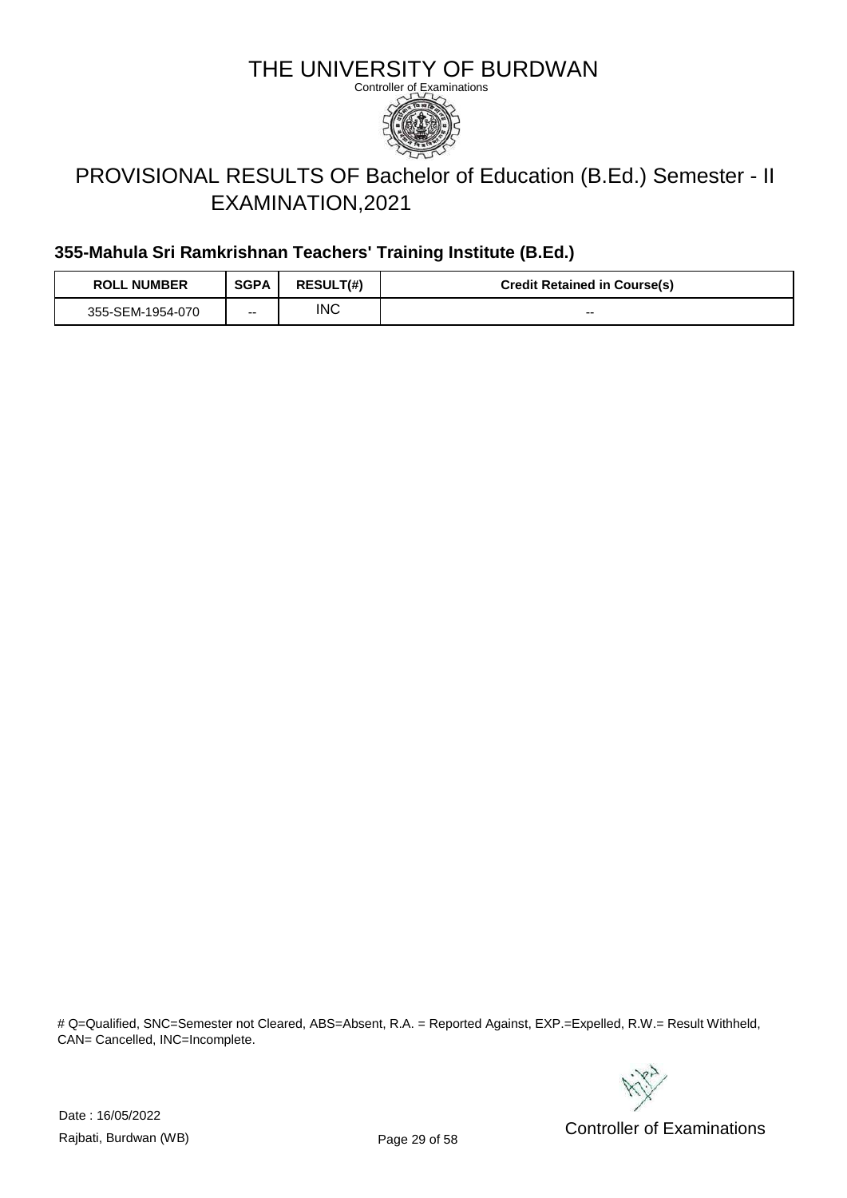# THE UNIVERSITY OF BURDWAN

Controller of Examinations

## PROVISIONAL RESULTS OF Bachelor of Education (B.Ed.) Semester - II EXAMINATION,2021

### 355-Mahula Sri Ramkrishnan Teachers' Training Institute (B.Ed.)

| ROLL NUMBER | SGPA | RESULT(#) | Credit Retained in Course(s) |
|---|---|---|---|
| 355-SEM-1954-070 | -- | INC | -- |

# Q=Qualified, SNC=Semester not Cleared, ABS=Absent, R.A. = Reported Against, EXP.=Expelled, R.W.= Result Withheld, CAN= Cancelled, INC=Incomplete.

Date : 16/05/2022

Rajbati, Burdwan (WB)

Controller of Examinations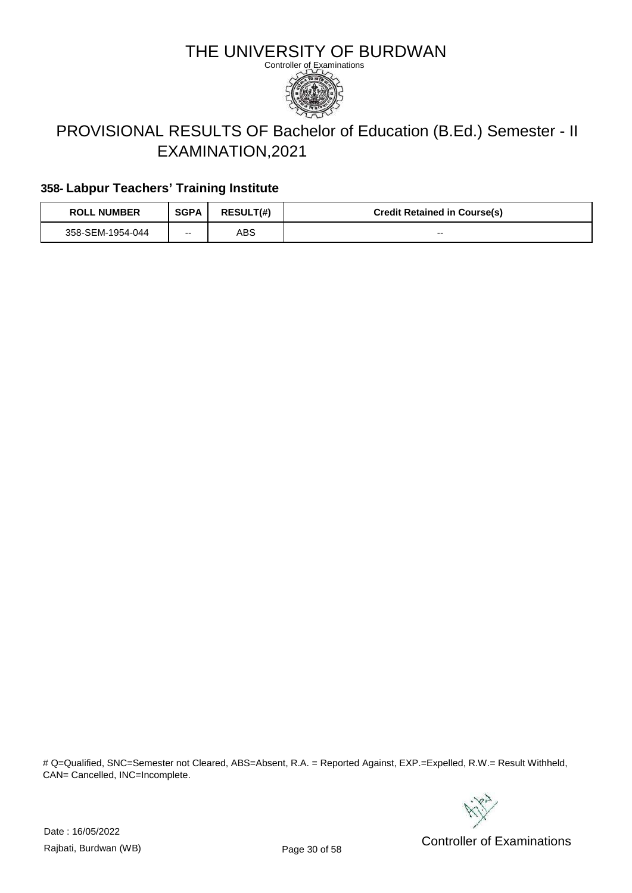# THE UNIVERSITY OF BURDWAN

Controller of Examinations

## PROVISIONAL RESULTS OF Bachelor of Education (B.Ed.) Semester - II EXAMINATION,2021

### 358- Labpur Teachers' Training Institute

| ROLL NUMBER | SGPA | RESULT(#) | Credit Retained in Course(s) |
|---|---|---|---|
| 358-SEM-1954-044 | -- | ABS | -- |

# Q=Qualified, SNC=Semester not Cleared, ABS=Absent, R.A. = Reported Against, EXP.=Expelled, R.W.= Result Withheld, CAN= Cancelled, INC=Incomplete.

Date : 16/05/2022

Rajbati, Burdwan (WB)

Controller of Examinations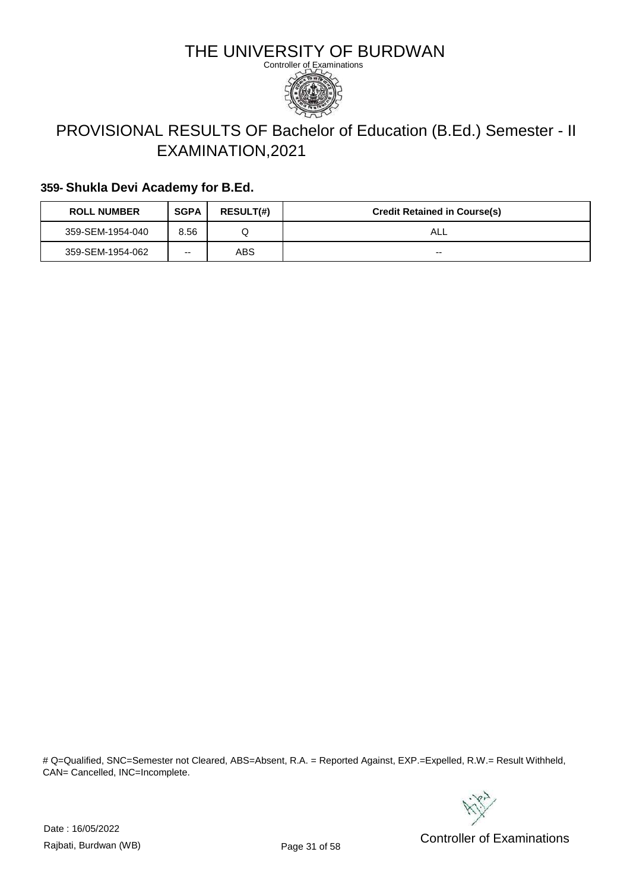# THE UNIVERSITY OF BURDWAN

Controller of Examinations

## PROVISIONAL RESULTS OF Bachelor of Education (B.Ed.) Semester - II EXAMINATION,2021

### 359- Shukla Devi Academy for B.Ed.

| ROLL NUMBER | SGPA | RESULT(#) | Credit Retained in Course(s) |
|---|---|---|---|
| 359-SEM-1954-040 | 8.56 | Q | ALL |
| 359-SEM-1954-062 | -- | ABS | -- |

# Q=Qualified, SNC=Semester not Cleared, ABS=Absent, R.A. = Reported Against, EXP.=Expelled, R.W.= Result Withheld, CAN= Cancelled, INC=Incomplete.

Date : 16/05/2022

Rajbati, Burdwan (WB)

Controller of Examinations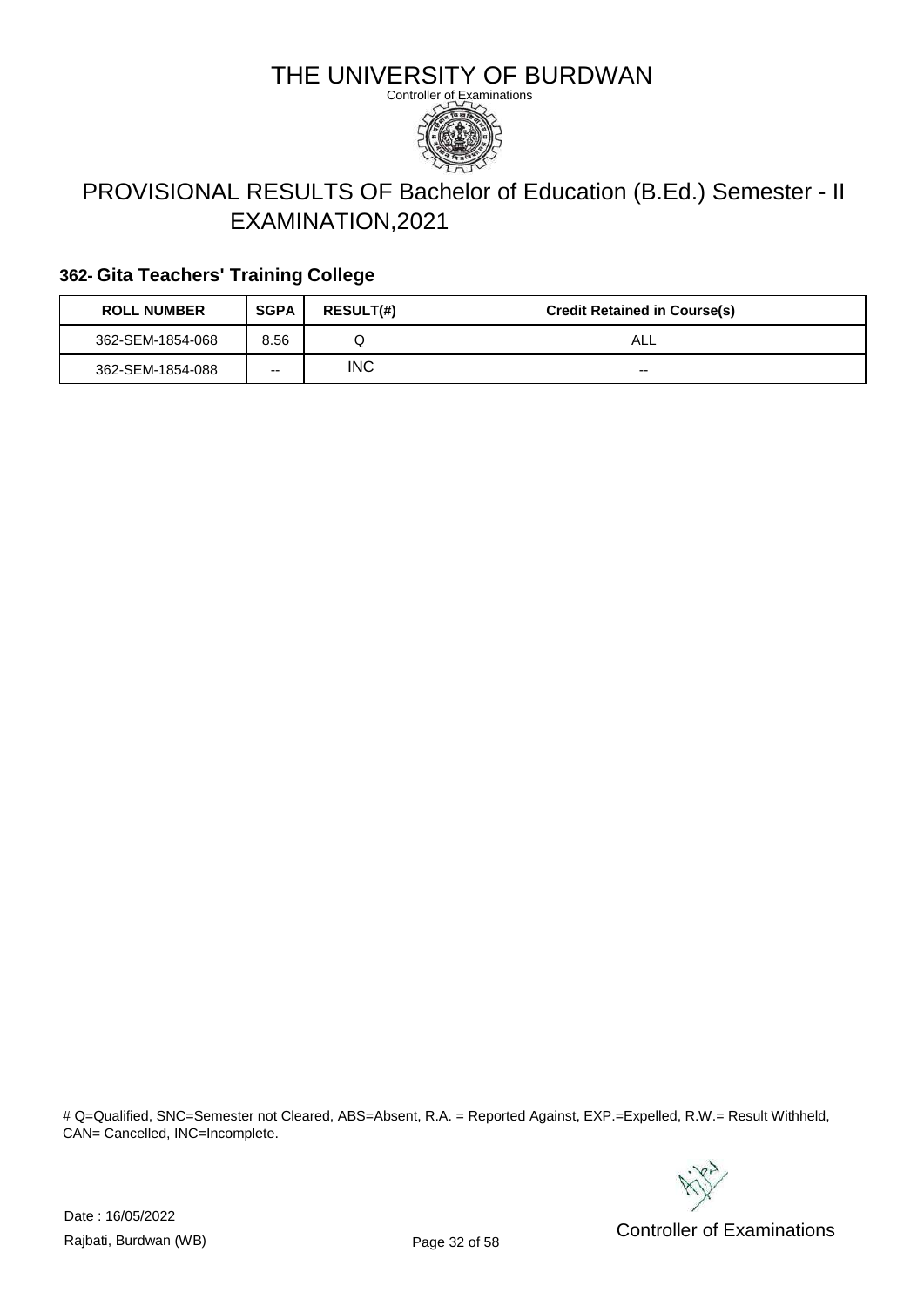# THE UNIVERSITY OF BURDWAN

Controller of Examinations

## PROVISIONAL RESULTS OF Bachelor of Education (B.Ed.) Semester - II EXAMINATION,2021

### 362- Gita Teachers' Training College

| ROLL NUMBER | SGPA | RESULT(#) | Credit Retained in Course(s) |
|---|---|---|---|
| 362-SEM-1854-068 | 8.56 | Q | ALL |
| 362-SEM-1854-088 | -- | INC | -- |

# Q=Qualified, SNC=Semester not Cleared, ABS=Absent, R.A. = Reported Against, EXP.=Expelled, R.W.= Result Withheld, CAN= Cancelled, INC=Incomplete.

Date : 16/05/2022

Rajbati, Burdwan (WB)

Controller of Examinations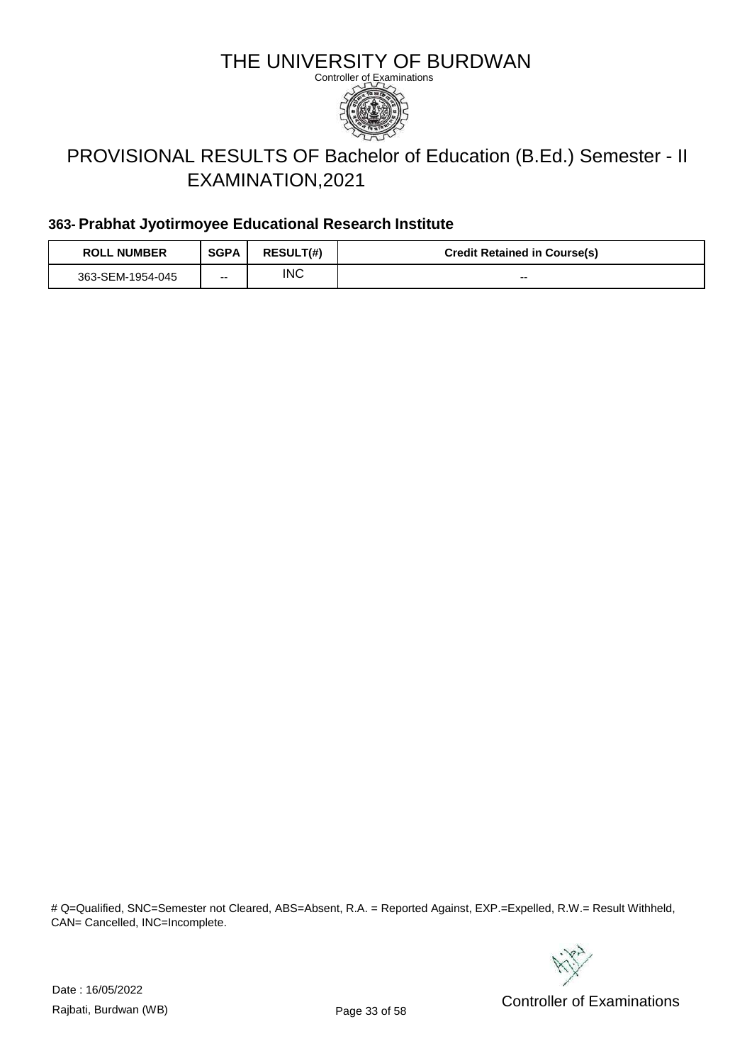# THE UNIVERSITY OF BURDWAN

Controller of Examinations

## PROVISIONAL RESULTS OF Bachelor of Education (B.Ed.) Semester - II EXAMINATION,2021

### 363- Prabhat Jyotirmoyee Educational Research Institute

| ROLL NUMBER | SGPA | RESULT(#) | Credit Retained in Course(s) |
|---|---|---|---|
| 363-SEM-1954-045 | -- | INC | -- |

# Q=Qualified, SNC=Semester not Cleared, ABS=Absent, R.A. = Reported Against, EXP.=Expelled, R.W.= Result Withheld, CAN= Cancelled, INC=Incomplete.

Date : 16/05/2022

Rajbati, Burdwan (WB)

Controller of Examinations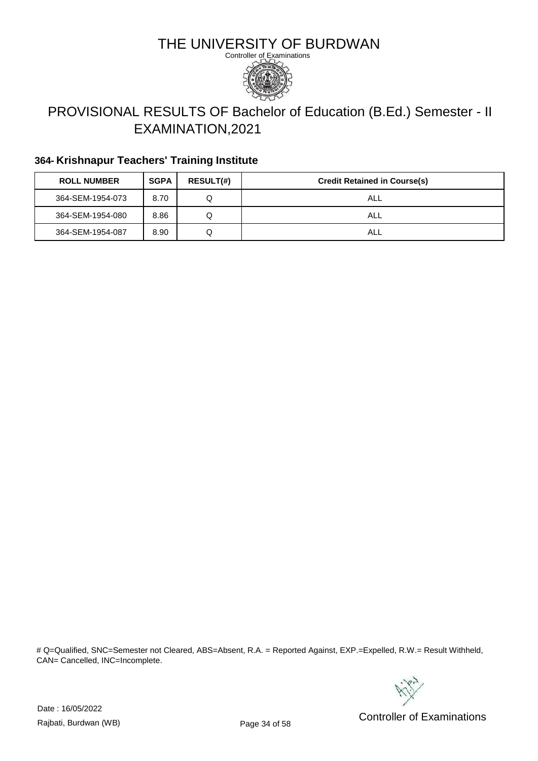# THE UNIVERSITY OF BURDWAN

Controller of Examinations

## PROVISIONAL RESULTS OF Bachelor of Education (B.Ed.) Semester - II EXAMINATION,2021

### 364- Krishnapur Teachers' Training Institute

| ROLL NUMBER | SGPA | RESULT(#) | Credit Retained in Course(s) |
| --- | --- | --- | --- |
| 364-SEM-1954-073 | 8.70 | Q | ALL |
| 364-SEM-1954-080 | 8.86 | Q | ALL |
| 364-SEM-1954-087 | 8.90 | Q | ALL |

# Q=Qualified, SNC=Semester not Cleared, ABS=Absent, R.A. = Reported Against, EXP.=Expelled, R.W.= Result Withheld, CAN= Cancelled, INC=Incomplete.

Date : 16/05/2022

Rajbati, Burdwan (WB)

Controller of Examinations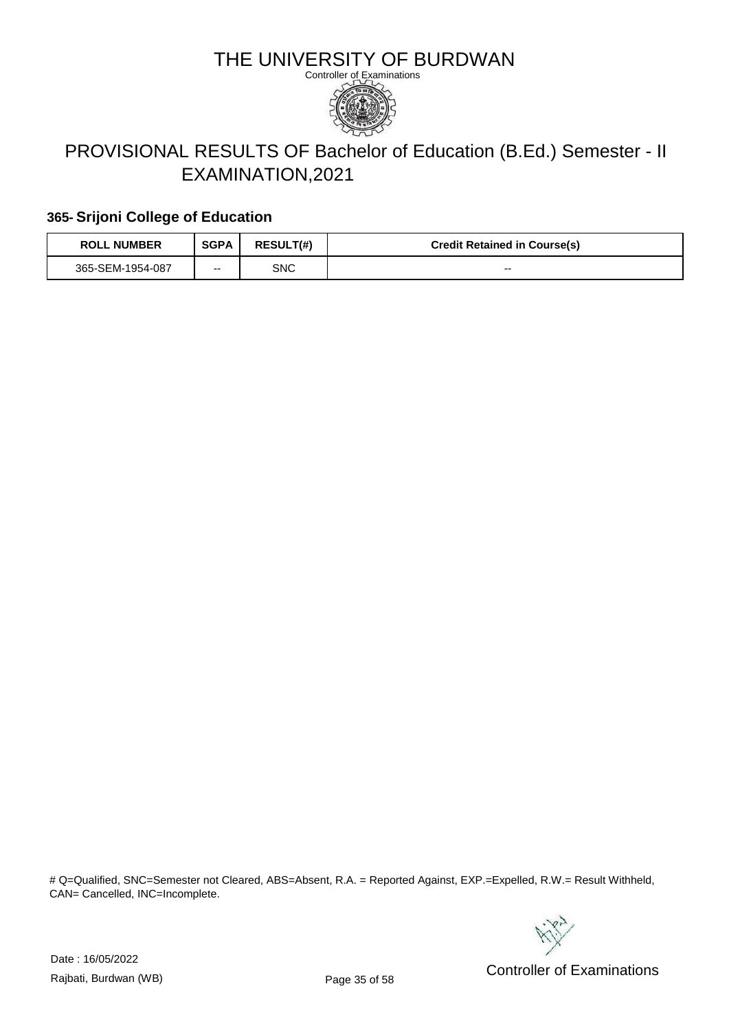# THE UNIVERSITY OF BURDWAN

Controller of Examinations

## PROVISIONAL RESULTS OF Bachelor of Education (B.Ed.) Semester - II EXAMINATION,2021

### 365- Srijoni College of Education

| ROLL NUMBER | SGPA | RESULT(#) | Credit Retained in Course(s) |
|---|---|---|---|
| 365-SEM-1954-087 | -- | SNC | -- |

# Q=Qualified, SNC=Semester not Cleared, ABS=Absent, R.A. = Reported Against, EXP.=Expelled, R.W.= Result Withheld, CAN= Cancelled, INC=Incomplete.

Date : 16/05/2022

Rajbati, Burdwan (WB)

Controller of Examinations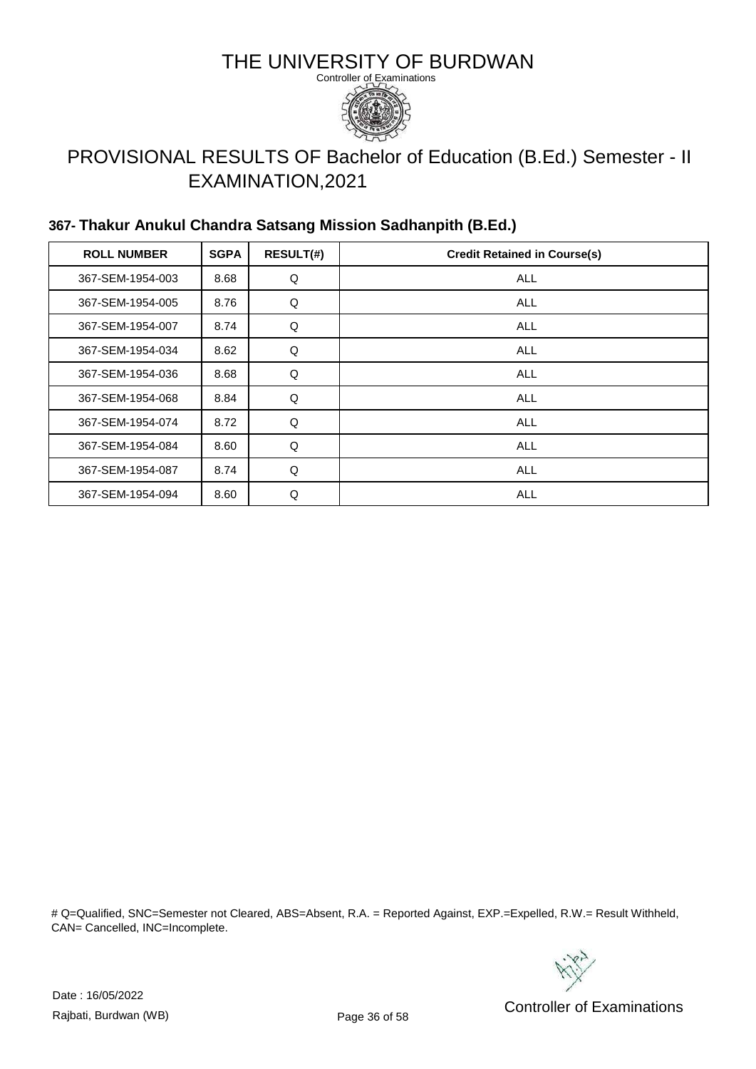# THE UNIVERSITY OF BURDWAN

Controller of Examinations

## PROVISIONAL RESULTS OF Bachelor of Education (B.Ed.) Semester - II EXAMINATION,2021

### 367- Thakur Anukul Chandra Satsang Mission Sadhanpith (B.Ed.)

| ROLL NUMBER | SGPA | RESULT(#) | Credit Retained in Course(s) |
|---|---|---|---|
| 367-SEM-1954-003 | 8.68 | Q | ALL |
| 367-SEM-1954-005 | 8.76 | Q | ALL |
| 367-SEM-1954-007 | 8.74 | Q | ALL |
| 367-SEM-1954-034 | 8.62 | Q | ALL |
| 367-SEM-1954-036 | 8.68 | Q | ALL |
| 367-SEM-1954-068 | 8.84 | Q | ALL |
| 367-SEM-1954-074 | 8.72 | Q | ALL |
| 367-SEM-1954-084 | 8.60 | Q | ALL |
| 367-SEM-1954-087 | 8.74 | Q | ALL |
| 367-SEM-1954-094 | 8.60 | Q | ALL |

# Q=Qualified, SNC=Semester not Cleared, ABS=Absent, R.A. = Reported Against, EXP.=Expelled, R.W.= Result Withheld, CAN= Cancelled, INC=Incomplete.

Date : 16/05/2022

Rajbati, Burdwan (WB)

Controller of Examinations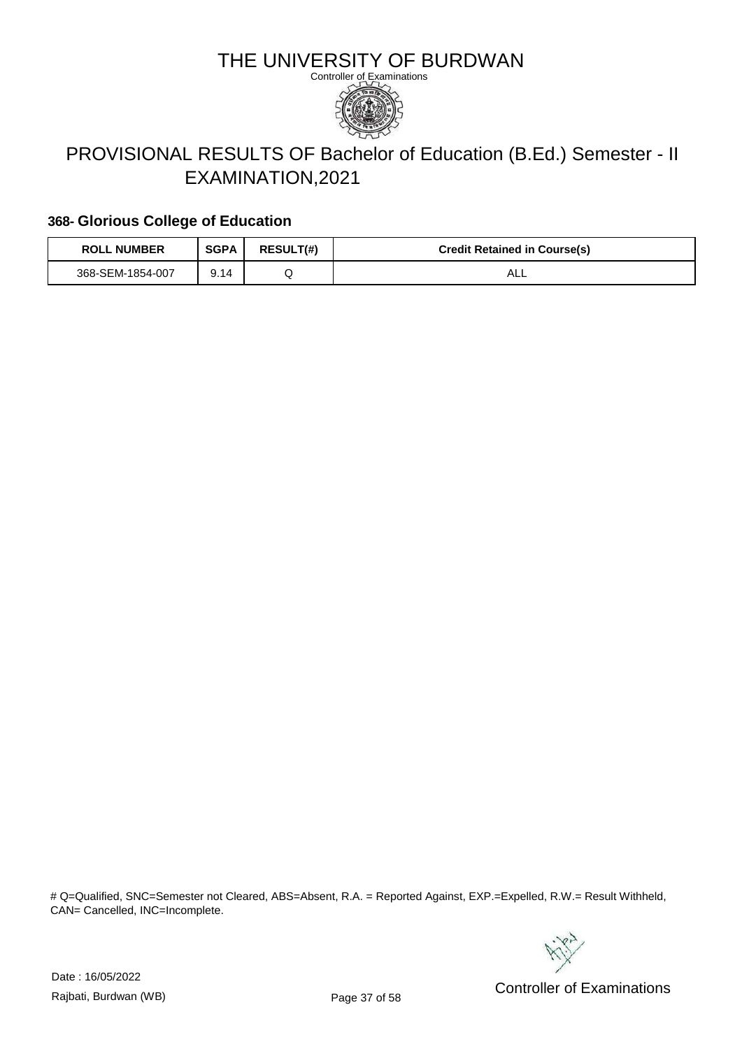# THE UNIVERSITY OF BURDWAN

Controller of Examinations

## PROVISIONAL RESULTS OF Bachelor of Education (B.Ed.) Semester - II EXAMINATION,2021

### 368- Glorious College of Education

| ROLL NUMBER | SGPA | RESULT(#) | Credit Retained in Course(s) |
|---|---|---|---|
| 368-SEM-1854-007 | 9.14 | Q | ALL |

# Q=Qualified, SNC=Semester not Cleared, ABS=Absent, R.A. = Reported Against, EXP.=Expelled, R.W.= Result Withheld, CAN= Cancelled, INC=Incomplete.

Date : 16/05/2022

Rajbati, Burdwan (WB)

Controller of Examinations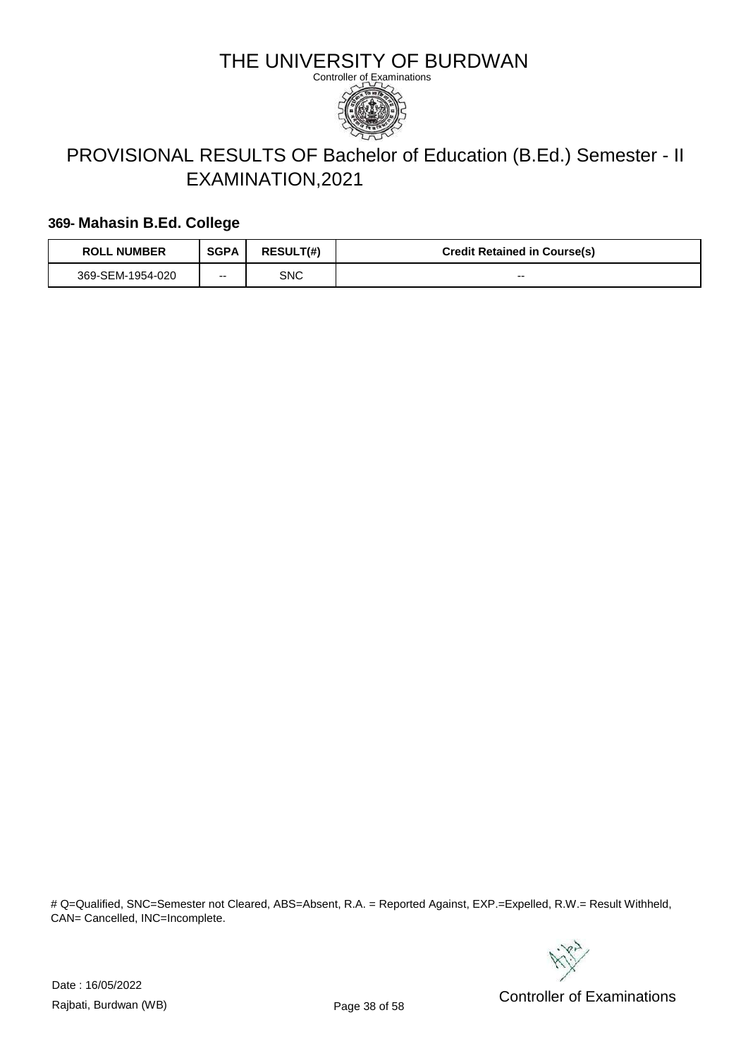# THE UNIVERSITY OF BURDWAN

Controller of Examinations

## PROVISIONAL RESULTS OF Bachelor of Education (B.Ed.) Semester - II EXAMINATION,2021

### 369- Mahasin B.Ed. College

| ROLL NUMBER | SGPA | RESULT(#) | Credit Retained in Course(s) |
|---|---|---|---|
| 369-SEM-1954-020 | -- | SNC | -- |

# Q=Qualified, SNC=Semester not Cleared, ABS=Absent, R.A. = Reported Against, EXP.=Expelled, R.W.= Result Withheld, CAN= Cancelled, INC=Incomplete.

Date : 16/05/2022

Rajbati, Burdwan (WB)

Controller of Examinations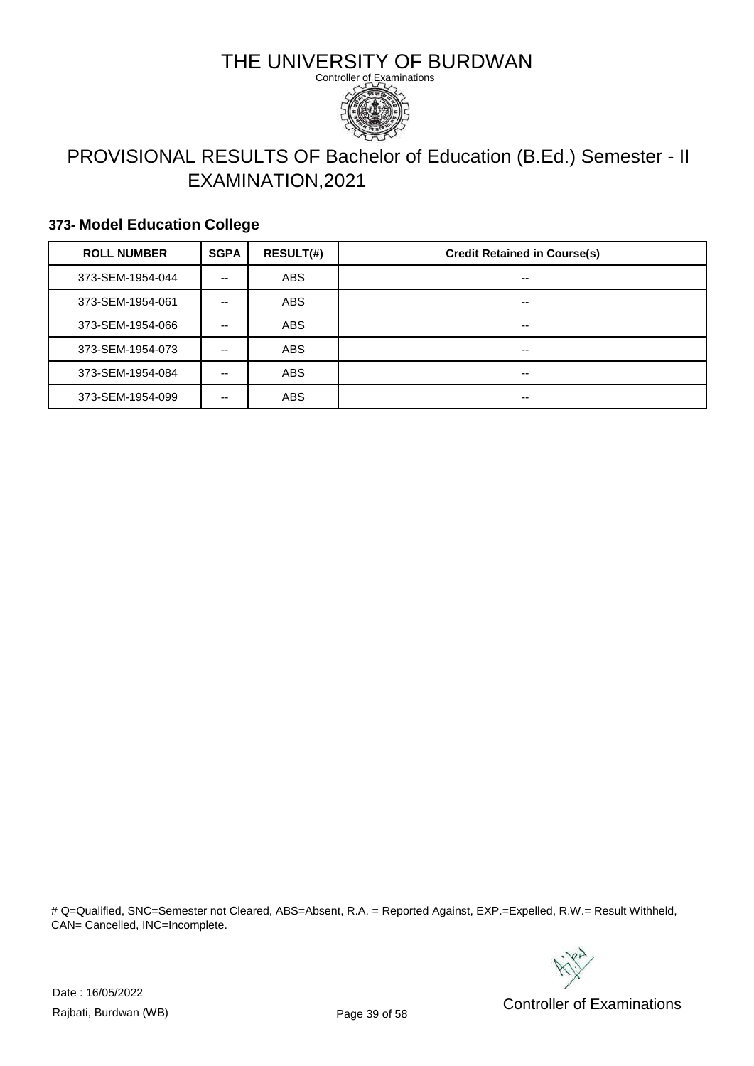# THE UNIVERSITY OF BURDWAN

Controller of Examinations

## PROVISIONAL RESULTS OF Bachelor of Education (B.Ed.) Semester - II EXAMINATION,2021

### 373- Model Education College

| ROLL NUMBER | SGPA | RESULT(#) | Credit Retained in Course(s) |
|---|---|---|---|
| 373-SEM-1954-044 | -- | ABS | -- |
| 373-SEM-1954-061 | -- | ABS | -- |
| 373-SEM-1954-066 | -- | ABS | -- |
| 373-SEM-1954-073 | -- | ABS | -- |
| 373-SEM-1954-084 | -- | ABS | -- |
| 373-SEM-1954-099 | -- | ABS | -- |

# Q=Qualified, SNC=Semester not Cleared, ABS=Absent, R.A. = Reported Against, EXP.=Expelled, R.W.= Result Withheld, CAN= Cancelled, INC=Incomplete.

Date : 16/05/2022

Rajbati, Burdwan (WB)

Controller of Examinations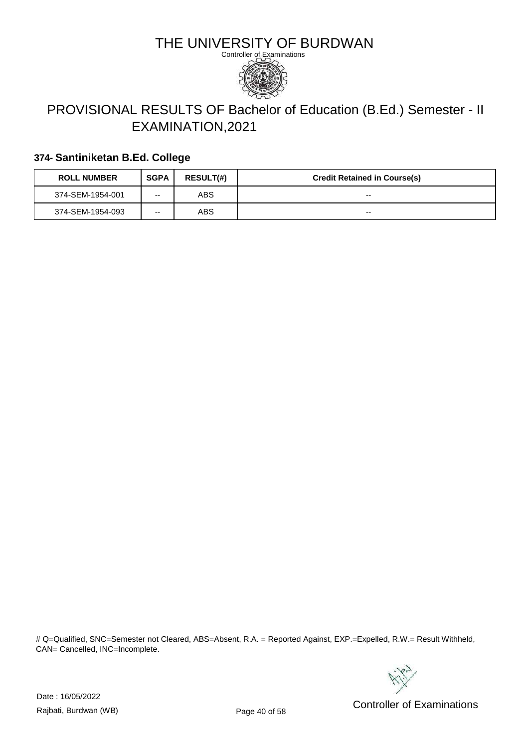# THE UNIVERSITY OF BURDWAN

Controller of Examinations

## PROVISIONAL RESULTS OF Bachelor of Education (B.Ed.) Semester - II EXAMINATION,2021

### 374- Santiniketan B.Ed. College

| ROLL NUMBER | SGPA | RESULT(#) | Credit Retained in Course(s) |
|---|---|---|---|
| 374-SEM-1954-001 | -- | ABS | -- |
| 374-SEM-1954-093 | -- | ABS | -- |

# Q=Qualified, SNC=Semester not Cleared, ABS=Absent, R.A. = Reported Against, EXP.=Expelled, R.W.= Result Withheld, CAN= Cancelled, INC=Incomplete.

Date : 16/05/2022

Rajbati, Burdwan (WB)

Controller of Examinations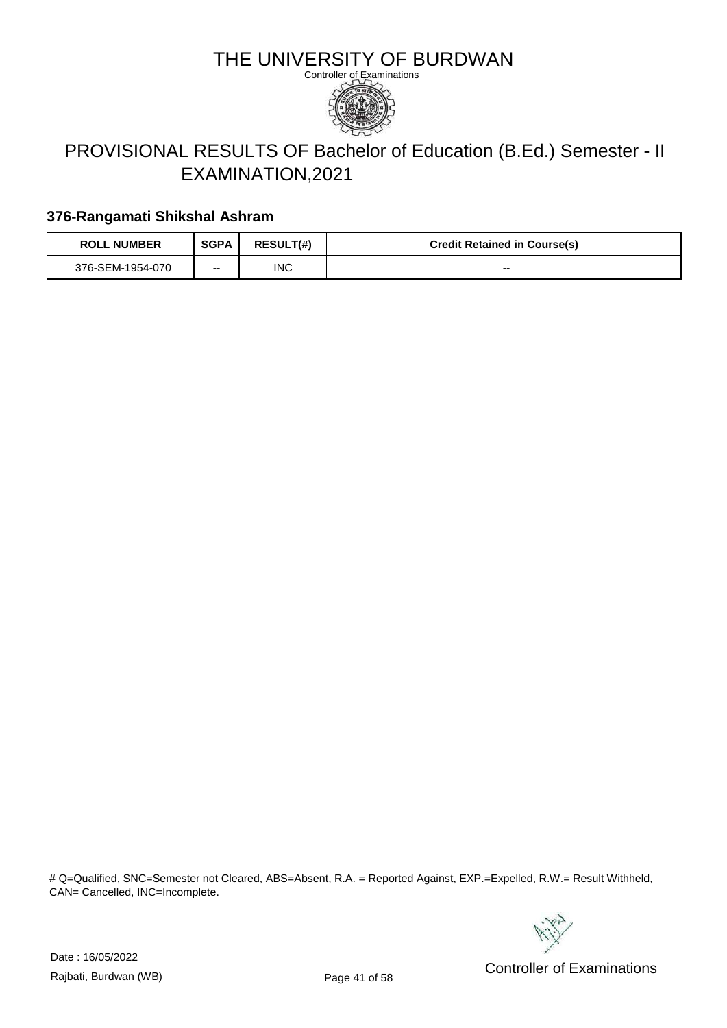# THE UNIVERSITY OF BURDWAN

Controller of Examinations

## PROVISIONAL RESULTS OF Bachelor of Education (B.Ed.) Semester - II EXAMINATION,2021

### 376-Rangamati Shikshal Ashram

| ROLL NUMBER | SGPA | RESULT(#) | Credit Retained in Course(s) |
|---|---|---|---|
| 376-SEM-1954-070 | -- | INC | -- |

# Q=Qualified, SNC=Semester not Cleared, ABS=Absent, R.A. = Reported Against, EXP.=Expelled, R.W.= Result Withheld, CAN= Cancelled, INC=Incomplete.

Date : 16/05/2022

Rajbati, Burdwan (WB)

Controller of Examinations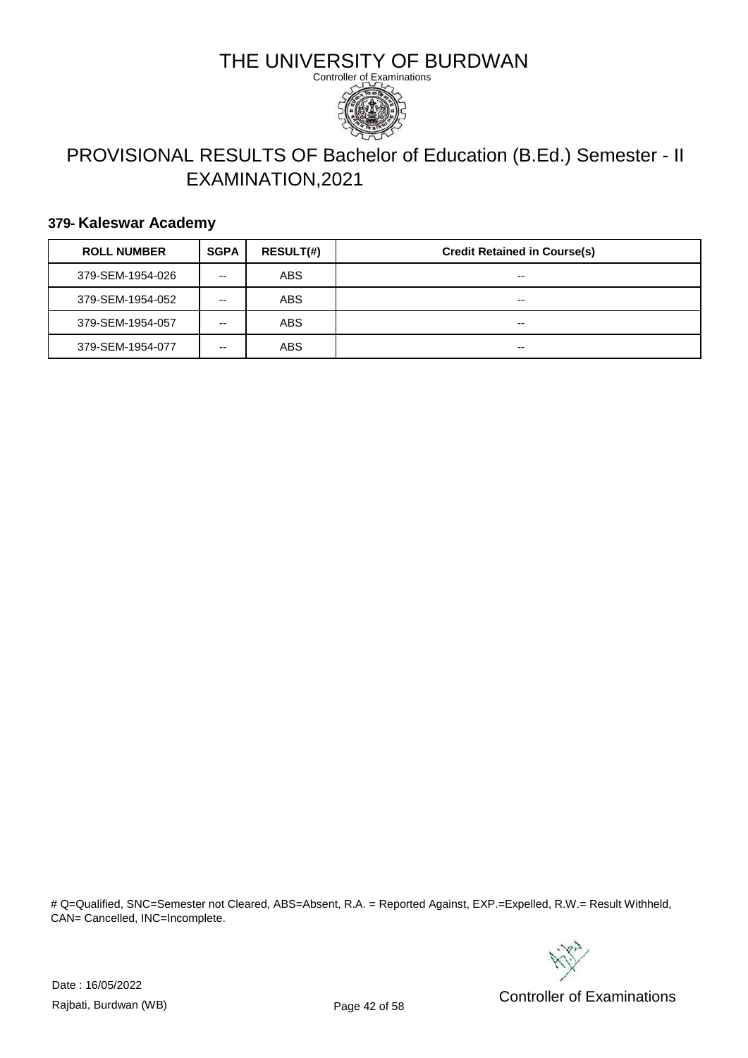# THE UNIVERSITY OF BURDWAN

Controller of Examinations

## PROVISIONAL RESULTS OF Bachelor of Education (B.Ed.) Semester - II EXAMINATION,2021

### 379- Kaleswar Academy

| ROLL NUMBER | SGPA | RESULT(#) | Credit Retained in Course(s) |
|---|---|---|---|
| 379-SEM-1954-026 | -- | ABS | -- |
| 379-SEM-1954-052 | -- | ABS | -- |
| 379-SEM-1954-057 | -- | ABS | -- |
| 379-SEM-1954-077 | -- | ABS | -- |

# Q=Qualified, SNC=Semester not Cleared, ABS=Absent, R.A. = Reported Against, EXP.=Expelled, R.W.= Result Withheld, CAN= Cancelled, INC=Incomplete.

Date : 16/05/2022

Rajbati, Burdwan (WB)

Controller of Examinations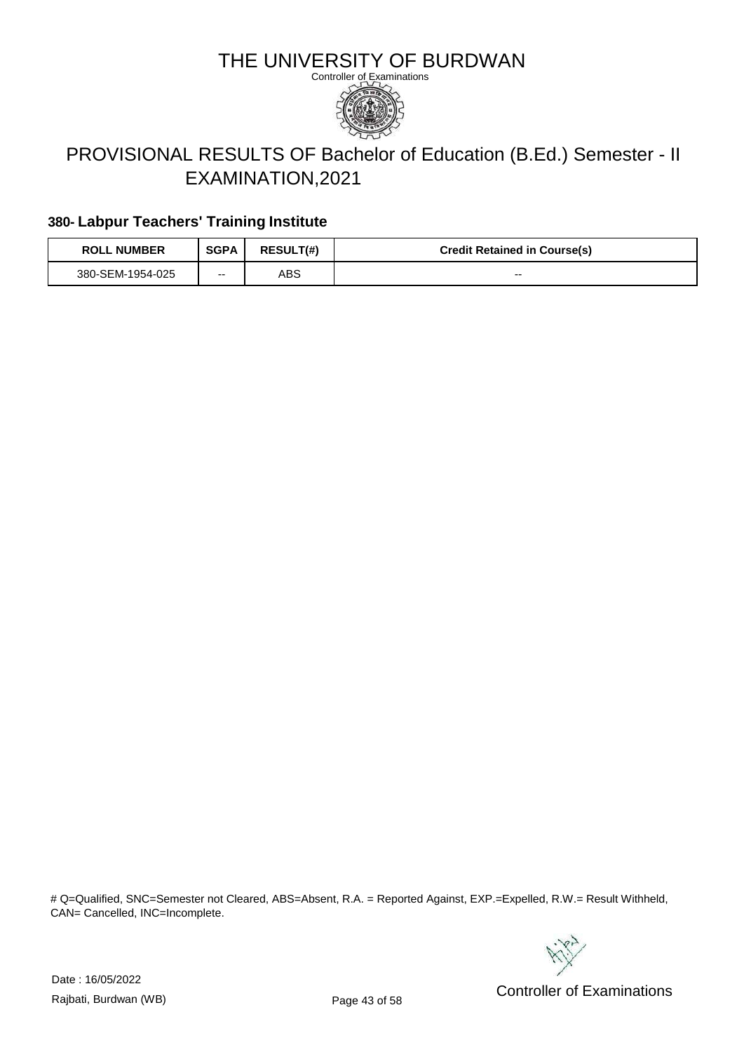# THE UNIVERSITY OF BURDWAN

Controller of Examinations

## PROVISIONAL RESULTS OF Bachelor of Education (B.Ed.) Semester - II EXAMINATION,2021

### 380- Labpur Teachers' Training Institute

| ROLL NUMBER | SGPA | RESULT(#) | Credit Retained in Course(s) |
|---|---|---|---|
| 380-SEM-1954-025 | -- | ABS | -- |

# Q=Qualified, SNC=Semester not Cleared, ABS=Absent, R.A. = Reported Against, EXP.=Expelled, R.W.= Result Withheld, CAN= Cancelled, INC=Incomplete.

Date : 16/05/2022

Rajbati, Burdwan (WB)

Controller of Examinations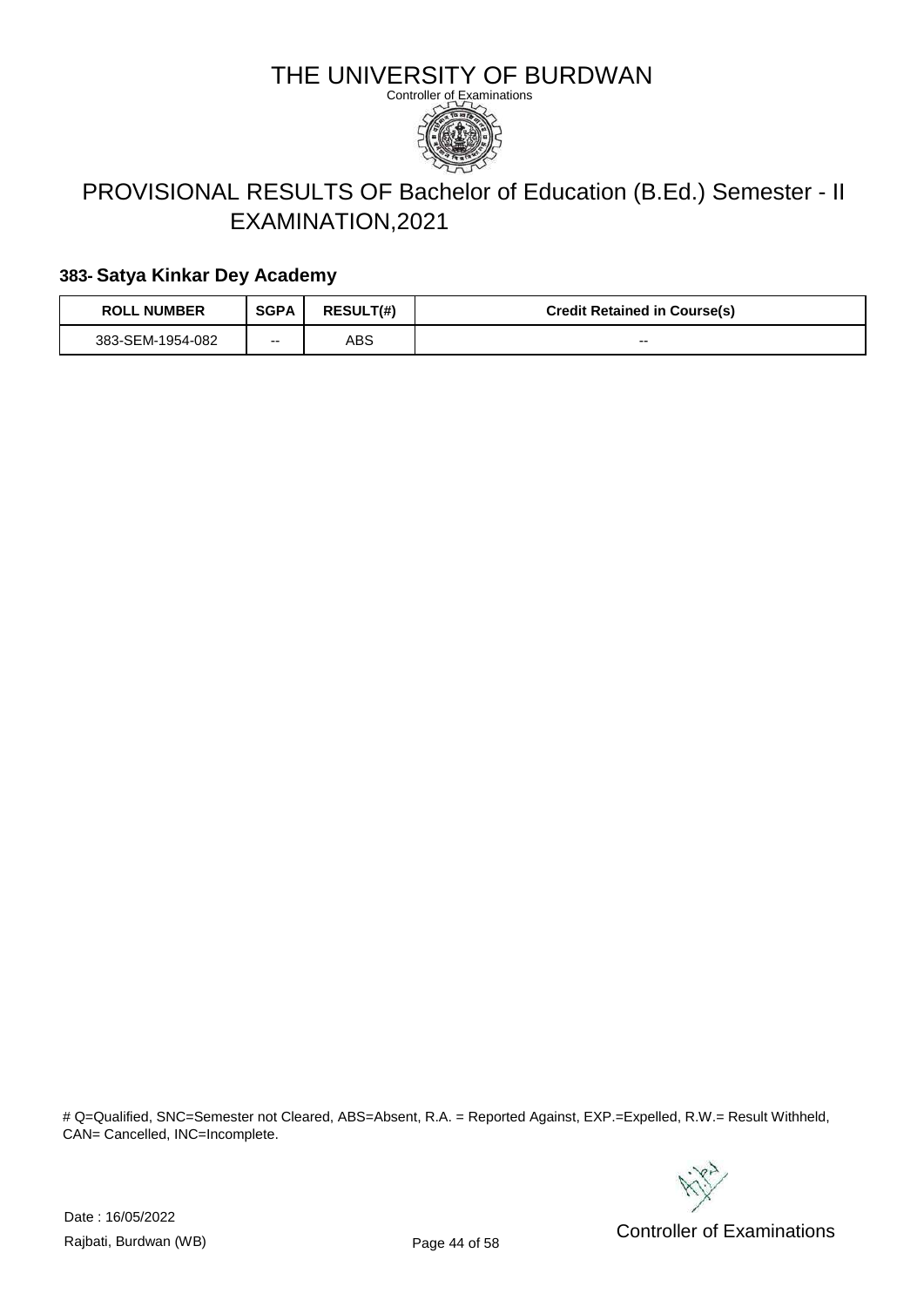# THE UNIVERSITY OF BURDWAN

Controller of Examinations

## PROVISIONAL RESULTS OF Bachelor of Education (B.Ed.) Semester - II EXAMINATION,2021

### 383- Satya Kinkar Dey Academy

| ROLL NUMBER | SGPA | RESULT(#) | Credit Retained in Course(s) |
|---|---|---|---|
| 383-SEM-1954-082 | -- | ABS | -- |

# Q=Qualified, SNC=Semester not Cleared, ABS=Absent, R.A. = Reported Against, EXP.=Expelled, R.W.= Result Withheld, CAN= Cancelled, INC=Incomplete.

Date : 16/05/2022

Rajbati, Burdwan (WB)

Controller of Examinations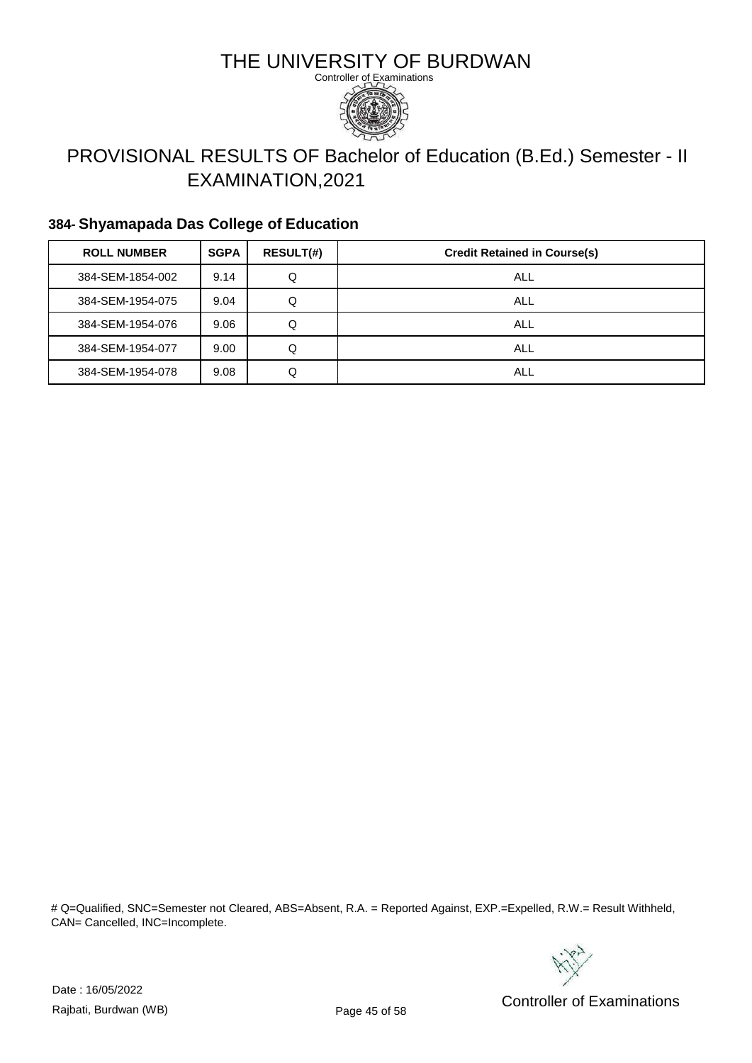# THE UNIVERSITY OF BURDWAN

Controller of Examinations

## PROVISIONAL RESULTS OF Bachelor of Education (B.Ed.) Semester - II EXAMINATION,2021

### 384- Shyamapada Das College of Education

| ROLL NUMBER | SGPA | RESULT(#) | Credit Retained in Course(s) |
|---|---|---|---|
| 384-SEM-1854-002 | 9.14 | Q | ALL |
| 384-SEM-1954-075 | 9.04 | Q | ALL |
| 384-SEM-1954-076 | 9.06 | Q | ALL |
| 384-SEM-1954-077 | 9.00 | Q | ALL |
| 384-SEM-1954-078 | 9.08 | Q | ALL |

# Q=Qualified, SNC=Semester not Cleared, ABS=Absent, R.A. = Reported Against, EXP.=Expelled, R.W.= Result Withheld, CAN= Cancelled, INC=Incomplete.

Date : 16/05/2022

Rajbati, Burdwan (WB)

Controller of Examinations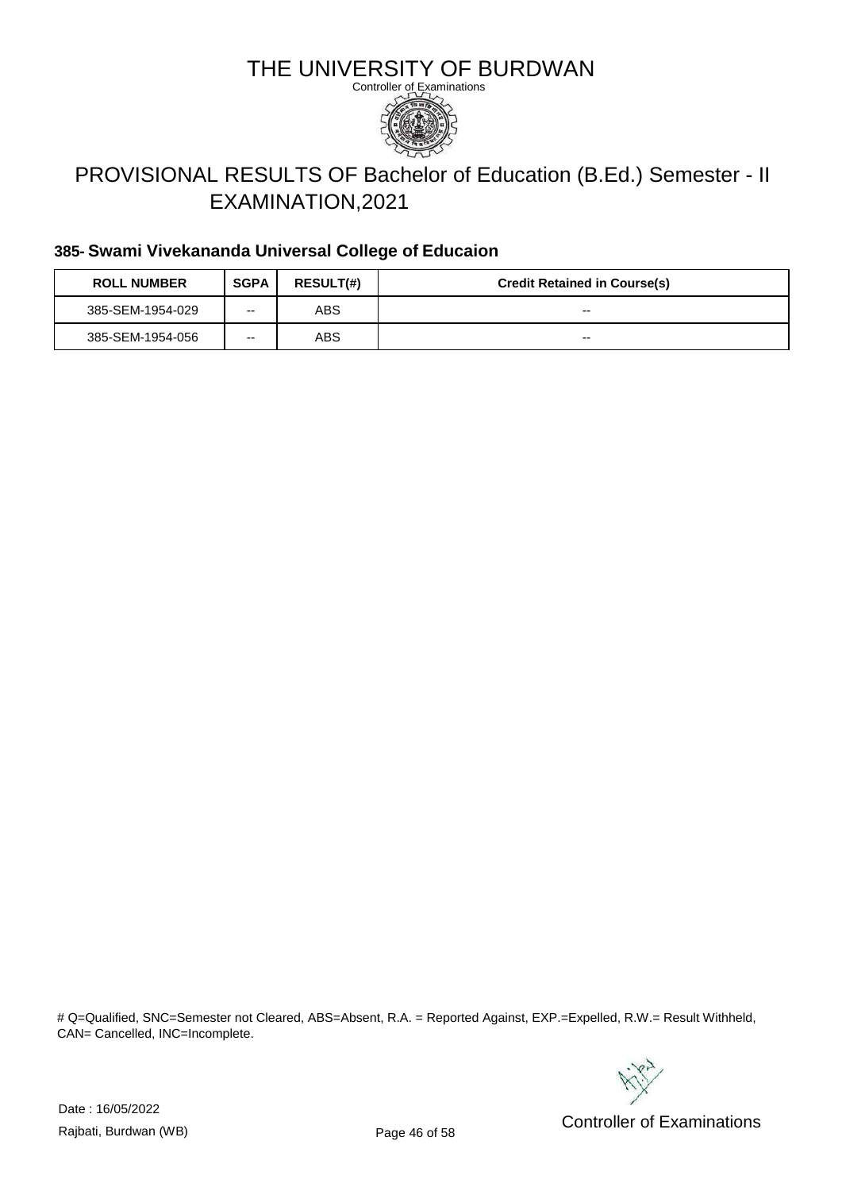# THE UNIVERSITY OF BURDWAN

Controller of Examinations

## PROVISIONAL RESULTS OF Bachelor of Education (B.Ed.) Semester - II EXAMINATION,2021

### 385- Swami Vivekananda Universal College of Educaion

| ROLL NUMBER | SGPA | RESULT(#) | Credit Retained in Course(s) |
|---|---|---|---|
| 385-SEM-1954-029 | -- | ABS | -- |
| 385-SEM-1954-056 | -- | ABS | -- |

# Q=Qualified, SNC=Semester not Cleared, ABS=Absent, R.A. = Reported Against, EXP.=Expelled, R.W.= Result Withheld, CAN= Cancelled, INC=Incomplete.

Date : 16/05/2022

Rajbati, Burdwan (WB)

Controller of Examinations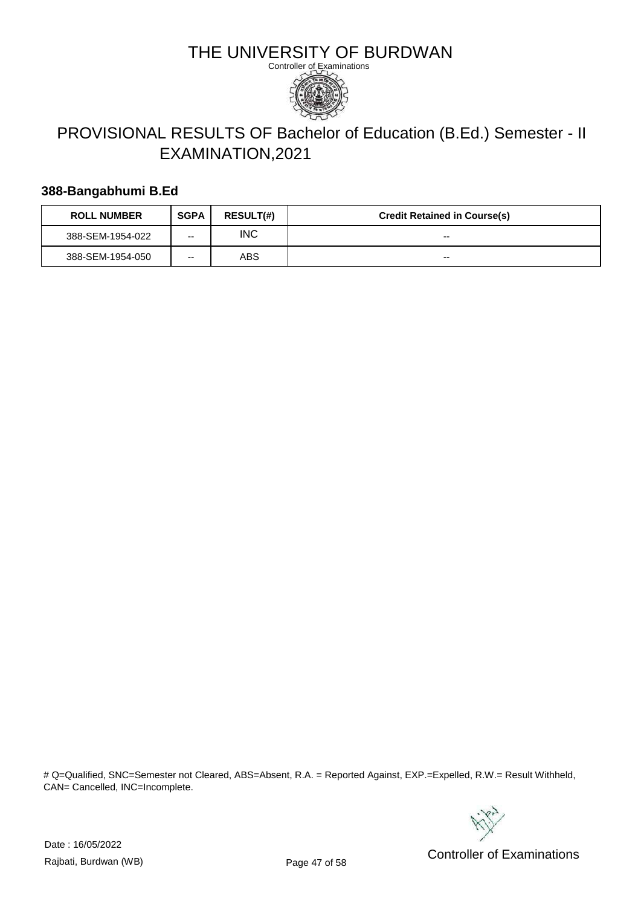# THE UNIVERSITY OF BURDWAN

Controller of Examinations

## PROVISIONAL RESULTS OF Bachelor of Education (B.Ed.) Semester - II EXAMINATION,2021

### 388-Bangabhumi B.Ed

| ROLL NUMBER | SGPA | RESULT(#) | Credit Retained in Course(s) |
|---|---|---|---|
| 388-SEM-1954-022 | -- | INC | -- |
| 388-SEM-1954-050 | -- | ABS | -- |

# Q=Qualified, SNC=Semester not Cleared, ABS=Absent, R.A. = Reported Against, EXP.=Expelled, R.W.= Result Withheld, CAN= Cancelled, INC=Incomplete.

Date : 16/05/2022

Rajbati, Burdwan (WB)

Controller of Examinations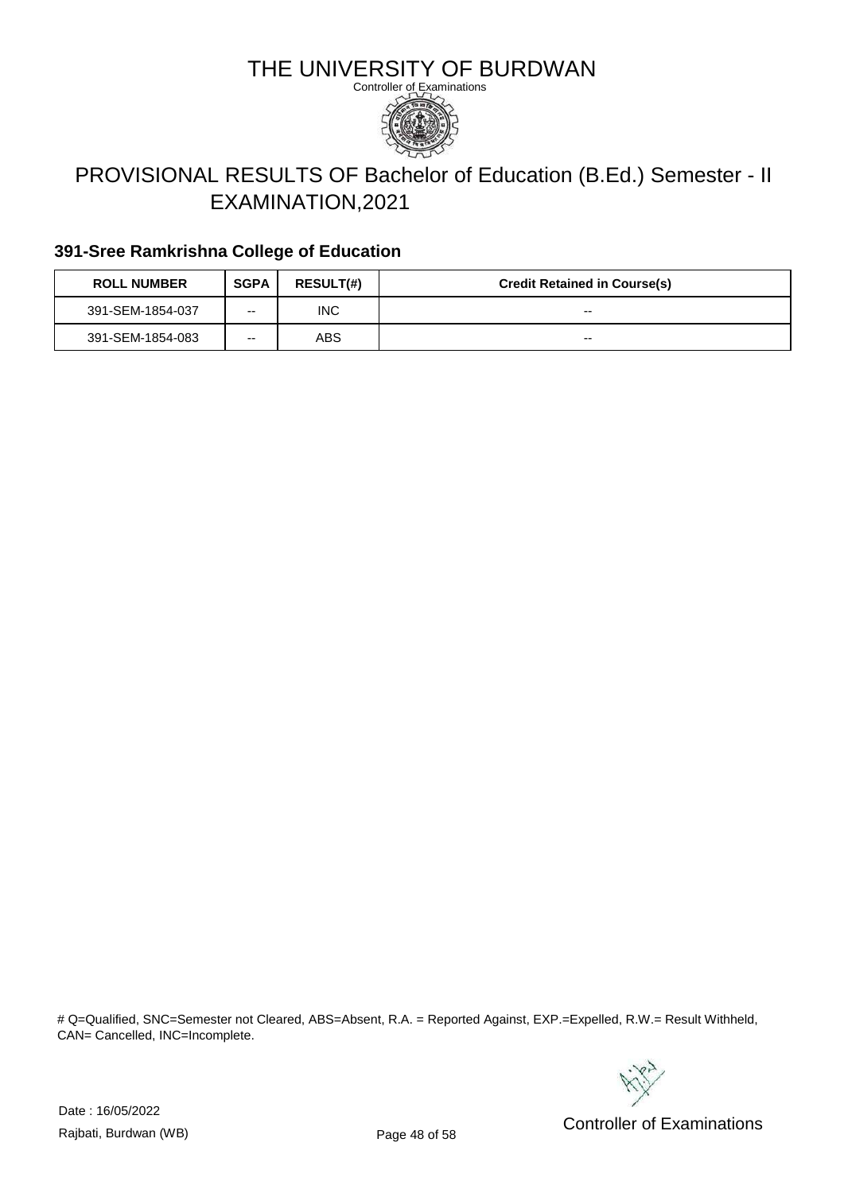# THE UNIVERSITY OF BURDWAN

Controller of Examinations

## PROVISIONAL RESULTS OF Bachelor of Education (B.Ed.) Semester - II EXAMINATION,2021

### 391-Sree Ramkrishna College of Education

| ROLL NUMBER | SGPA | RESULT(#) | Credit Retained in Course(s) |
|---|---|---|---|
| 391-SEM-1854-037 | -- | INC | -- |
| 391-SEM-1854-083 | -- | ABS | -- |

# Q=Qualified, SNC=Semester not Cleared, ABS=Absent, R.A. = Reported Against, EXP.=Expelled, R.W.= Result Withheld, CAN= Cancelled, INC=Incomplete.

Date : 16/05/2022

Rajbati, Burdwan (WB)

Controller of Examinations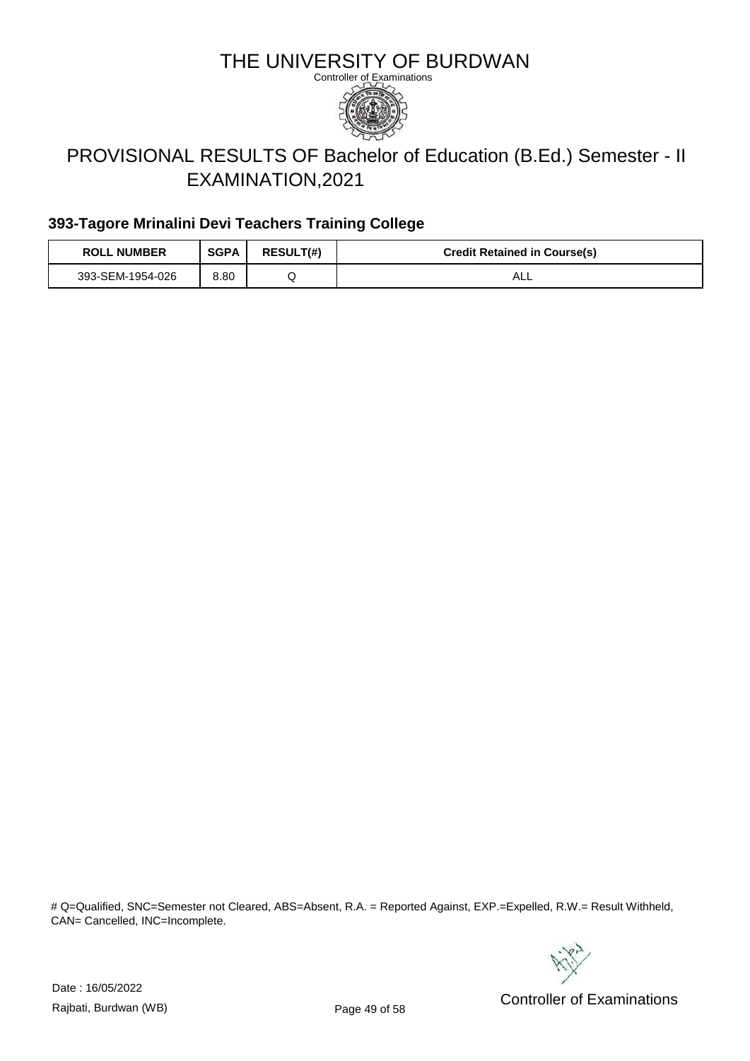# THE UNIVERSITY OF BURDWAN

Controller of Examinations

## PROVISIONAL RESULTS OF Bachelor of Education (B.Ed.) Semester - II EXAMINATION,2021

### 393-Tagore Mrinalini Devi Teachers Training College

| ROLL NUMBER | SGPA | RESULT(#) | Credit Retained in Course(s) |
|---|---|---|---|
| 393-SEM-1954-026 | 8.80 | Q | ALL |

# Q=Qualified, SNC=Semester not Cleared, ABS=Absent, R.A. = Reported Against, EXP.=Expelled, R.W.= Result Withheld, CAN= Cancelled, INC=Incomplete.

Date : 16/05/2022

Rajbati, Burdwan (WB)

Controller of Examinations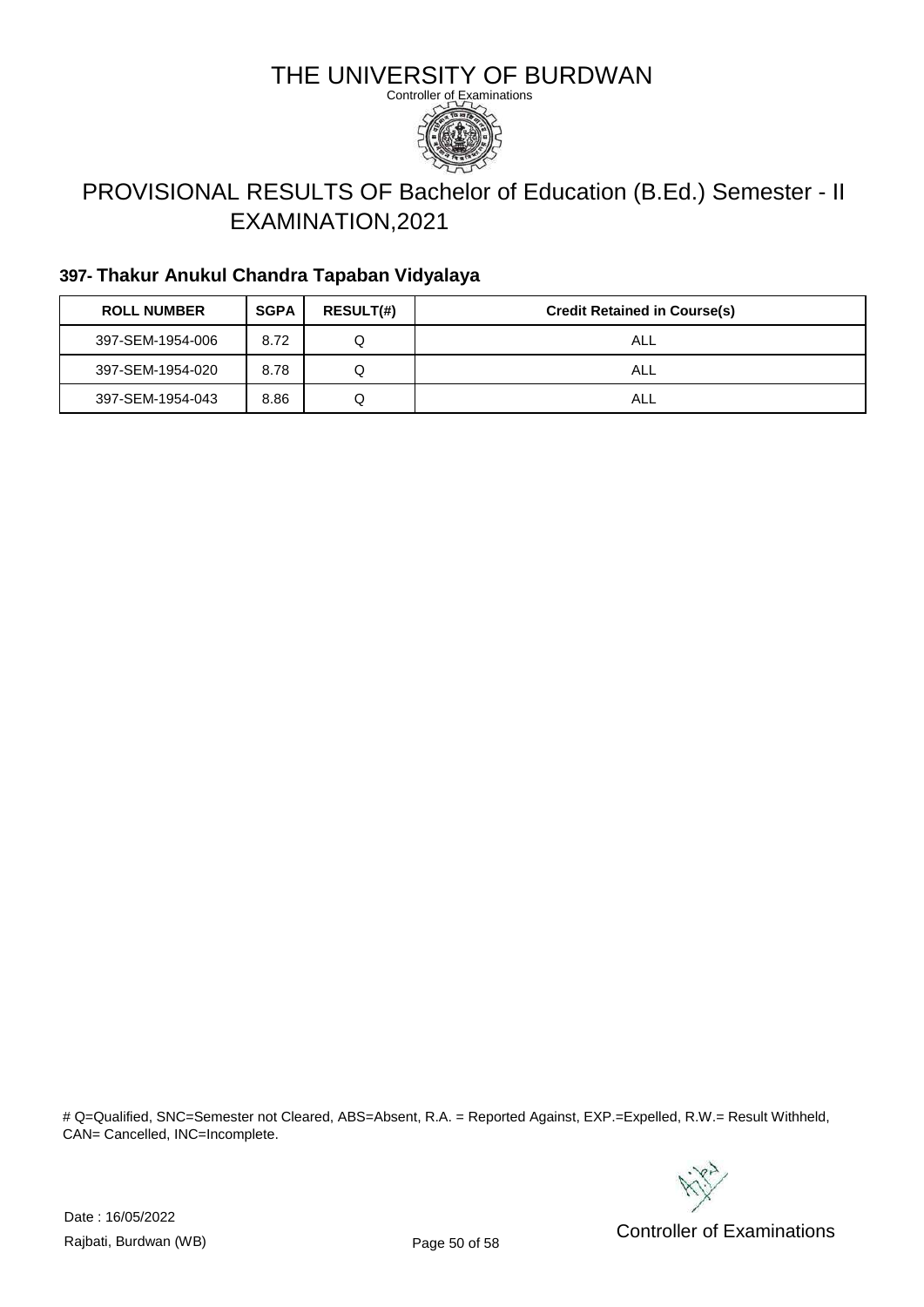# THE UNIVERSITY OF BURDWAN

Controller of Examinations

## PROVISIONAL RESULTS OF Bachelor of Education (B.Ed.) Semester - II EXAMINATION,2021

### 397- Thakur Anukul Chandra Tapaban Vidyalaya

| ROLL NUMBER | SGPA | RESULT(#) | Credit Retained in Course(s) |
|---|---|---|---|
| 397-SEM-1954-006 | 8.72 | Q | ALL |
| 397-SEM-1954-020 | 8.78 | Q | ALL |
| 397-SEM-1954-043 | 8.86 | Q | ALL |

# Q=Qualified, SNC=Semester not Cleared, ABS=Absent, R.A. = Reported Against, EXP.=Expelled, R.W.= Result Withheld, CAN= Cancelled, INC=Incomplete.

Date : 16/05/2022

Rajbati, Burdwan (WB)

Controller of Examinations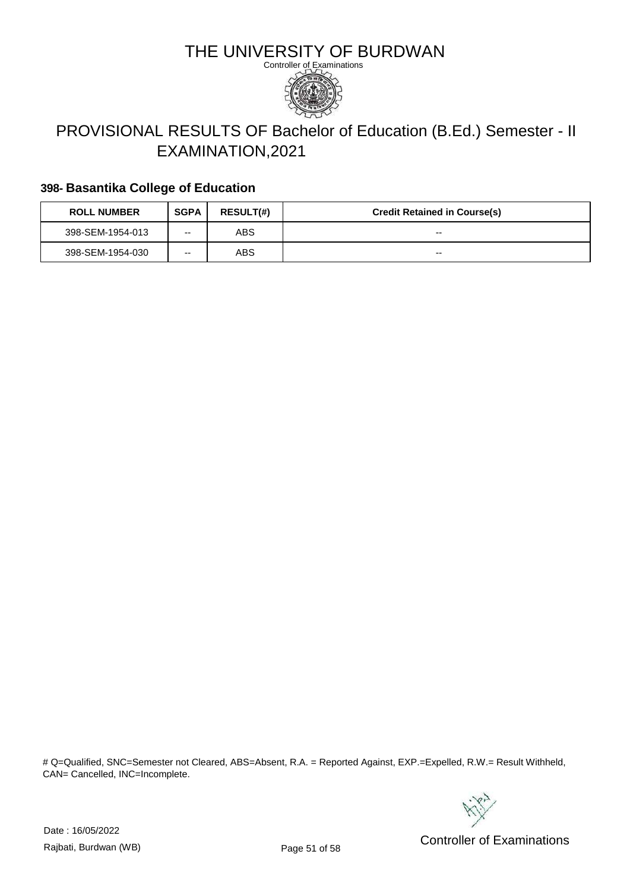# THE UNIVERSITY OF BURDWAN

Controller of Examinations

## PROVISIONAL RESULTS OF Bachelor of Education (B.Ed.) Semester - II EXAMINATION,2021

### 398- Basantika College of Education

| ROLL NUMBER | SGPA | RESULT(#) | Credit Retained in Course(s) |
| --- | --- | --- | --- |
| 398-SEM-1954-013 | -- | ABS | -- |
| 398-SEM-1954-030 | -- | ABS | -- |

# Q=Qualified, SNC=Semester not Cleared, ABS=Absent, R.A. = Reported Against, EXP.=Expelled, R.W.= Result Withheld, CAN= Cancelled, INC=Incomplete.

Date : 16/05/2022

Rajbati, Burdwan (WB)

Controller of Examinations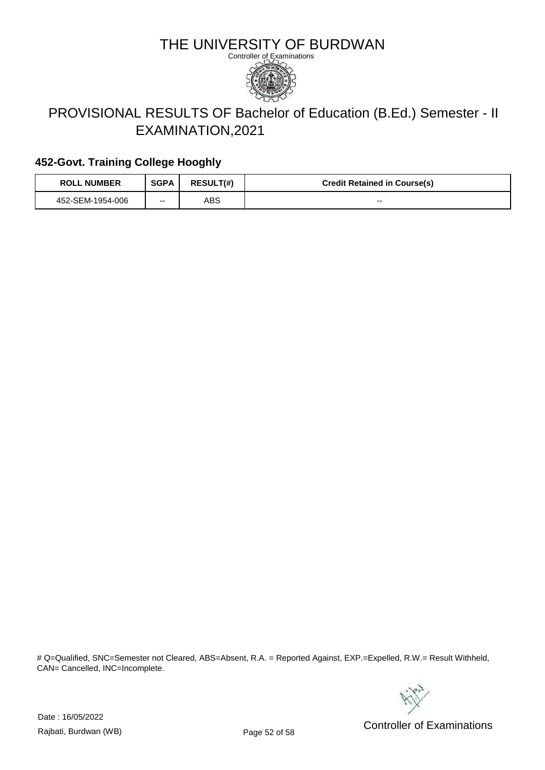# THE UNIVERSITY OF BURDWAN

Controller of Examinations

## PROVISIONAL RESULTS OF Bachelor of Education (B.Ed.) Semester - II EXAMINATION,2021

### 452-Govt. Training College Hooghly

| ROLL NUMBER | SGPA | RESULT(#) | Credit Retained in Course(s) |
|---|---|---|---|
| 452-SEM-1954-006 | -- | ABS | -- |

# Q=Qualified, SNC=Semester not Cleared, ABS=Absent, R.A. = Reported Against, EXP.=Expelled, R.W.= Result Withheld, CAN= Cancelled, INC=Incomplete.

Date : 16/05/2022

Rajbati, Burdwan (WB)

Controller of Examinations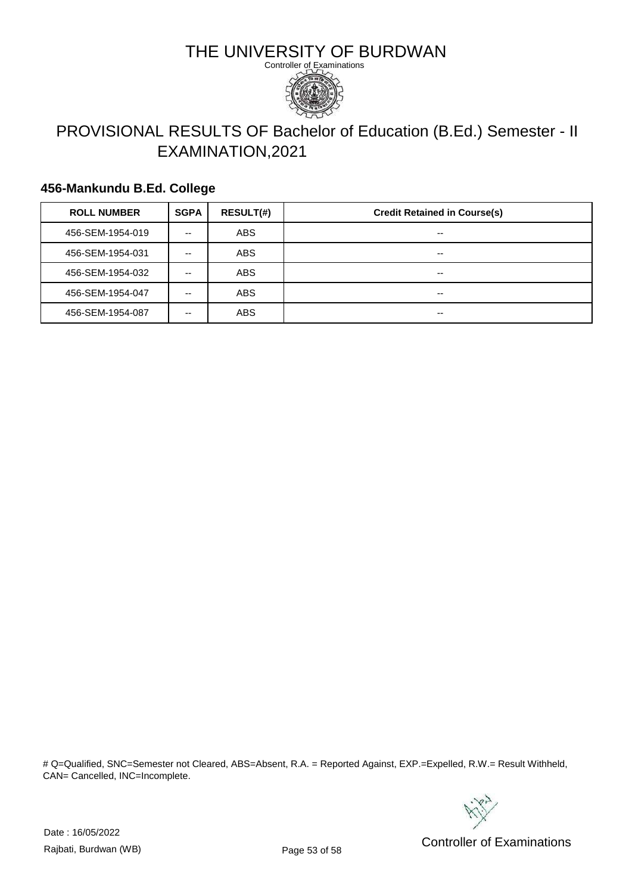# THE UNIVERSITY OF BURDWAN

Controller of Examinations

## PROVISIONAL RESULTS OF Bachelor of Education (B.Ed.) Semester - II EXAMINATION,2021

### 456-Mankundu B.Ed. College

| ROLL NUMBER | SGPA | RESULT(#) | Credit Retained in Course(s) |
|---|---|---|---|
| 456-SEM-1954-019 | -- | ABS | -- |
| 456-SEM-1954-031 | -- | ABS | -- |
| 456-SEM-1954-032 | -- | ABS | -- |
| 456-SEM-1954-047 | -- | ABS | -- |
| 456-SEM-1954-087 | -- | ABS | -- |

# Q=Qualified, SNC=Semester not Cleared, ABS=Absent, R.A. = Reported Against, EXP.=Expelled, R.W.= Result Withheld, CAN= Cancelled, INC=Incomplete.

Date : 16/05/2022

Rajbati, Burdwan (WB)

Controller of Examinations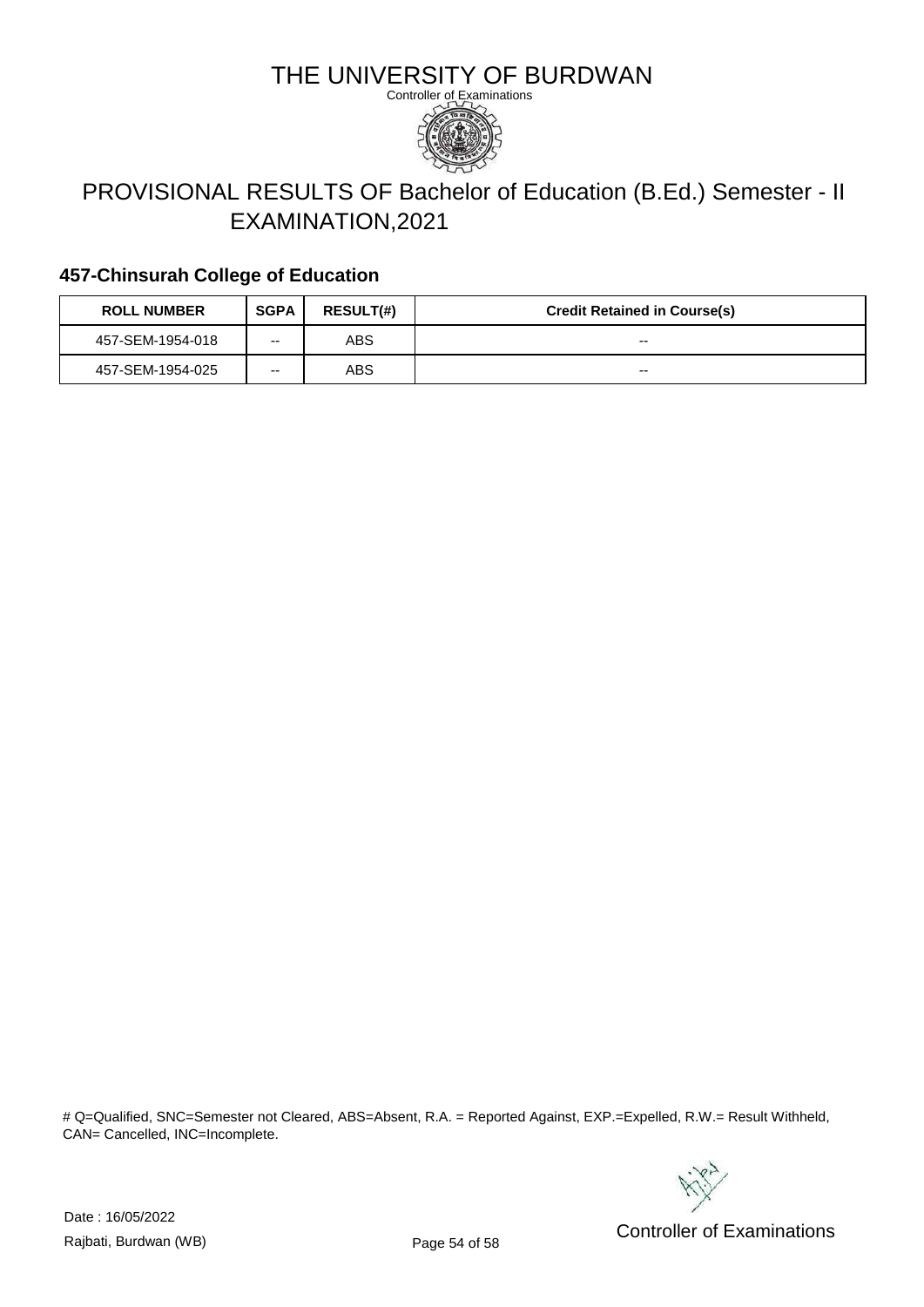# THE UNIVERSITY OF BURDWAN

Controller of Examinations

## PROVISIONAL RESULTS OF Bachelor of Education (B.Ed.) Semester - II EXAMINATION,2021

### 457-Chinsurah College of Education

| ROLL NUMBER | SGPA | RESULT(#) | Credit Retained in Course(s) |
|---|---|---|---|
| 457-SEM-1954-018 | -- | ABS | -- |
| 457-SEM-1954-025 | -- | ABS | -- |

# Q=Qualified, SNC=Semester not Cleared, ABS=Absent, R.A. = Reported Against, EXP.=Expelled, R.W.= Result Withheld, CAN= Cancelled, INC=Incomplete.

Date : 16/05/2022

Rajbati, Burdwan (WB)

Controller of Examinations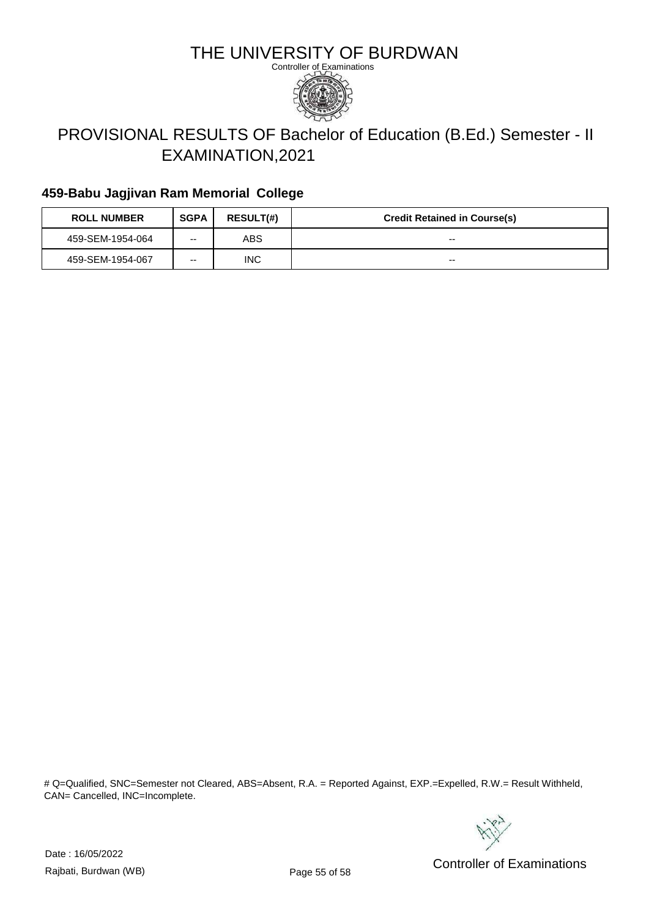# THE UNIVERSITY OF BURDWAN

Controller of Examinations

## PROVISIONAL RESULTS OF Bachelor of Education (B.Ed.) Semester - II EXAMINATION,2021

### 459-Babu Jagjivan Ram Memorial College

| ROLL NUMBER | SGPA | RESULT(#) | Credit Retained in Course(s) |
|---|---|---|---|
| 459-SEM-1954-064 | -- | ABS | -- |
| 459-SEM-1954-067 | -- | INC | -- |

# Q=Qualified, SNC=Semester not Cleared, ABS=Absent, R.A. = Reported Against, EXP.=Expelled, R.W.= Result Withheld, CAN= Cancelled, INC=Incomplete.

Date : 16/05/2022

Rajbati, Burdwan (WB)

Controller of Examinations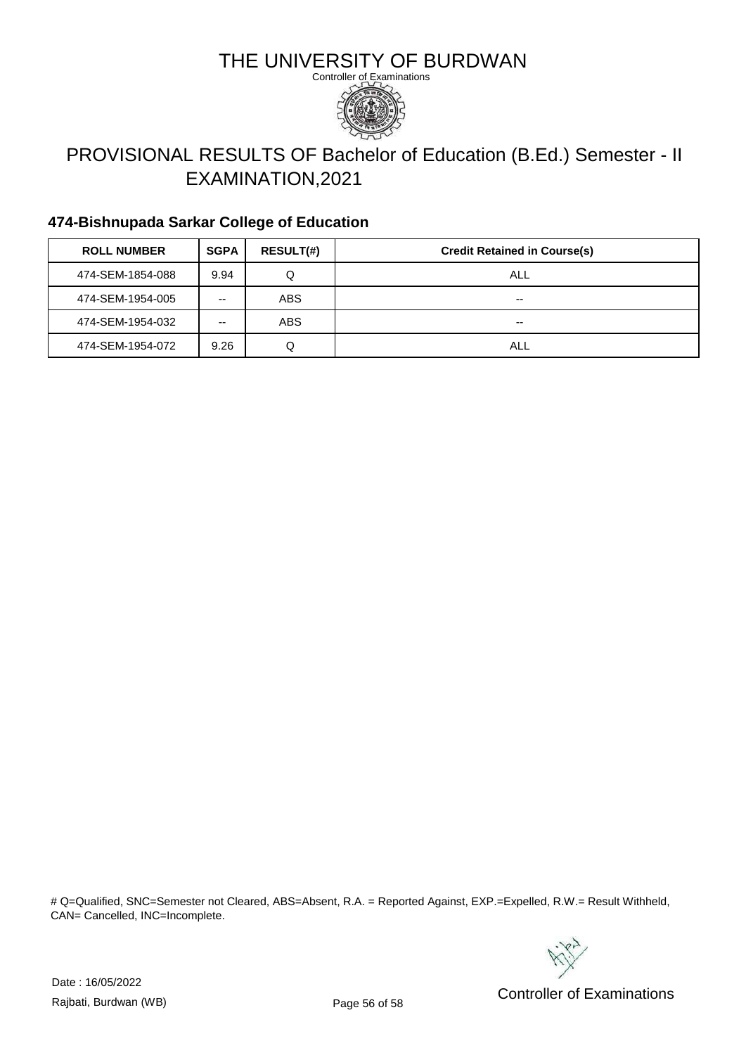# THE UNIVERSITY OF BURDWAN

Controller of Examinations

## PROVISIONAL RESULTS OF Bachelor of Education (B.Ed.) Semester - II EXAMINATION,2021

### 474-Bishnupada Sarkar College of Education

| ROLL NUMBER | SGPA | RESULT(#) | Credit Retained in Course(s) |
|---|---|---|---|
| 474-SEM-1854-088 | 9.94 | Q | ALL |
| 474-SEM-1954-005 | -- | ABS | -- |
| 474-SEM-1954-032 | -- | ABS | -- |
| 474-SEM-1954-072 | 9.26 | Q | ALL |

# Q=Qualified, SNC=Semester not Cleared, ABS=Absent, R.A. = Reported Against, EXP.=Expelled, R.W.= Result Withheld, CAN= Cancelled, INC=Incomplete.

Date : 16/05/2022

Rajbati, Burdwan (WB)

Controller of Examinations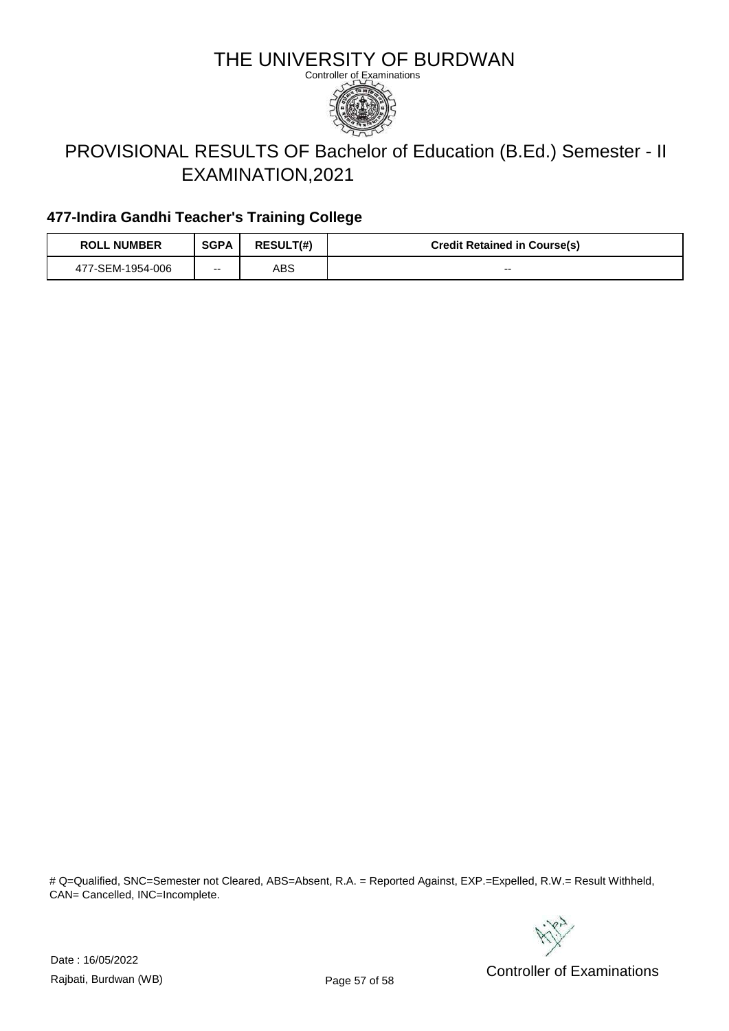# THE UNIVERSITY OF BURDWAN

Controller of Examinations

## PROVISIONAL RESULTS OF Bachelor of Education (B.Ed.) Semester - II EXAMINATION,2021

### 477-Indira Gandhi Teacher's Training College

| ROLL NUMBER | SGPA | RESULT(#) | Credit Retained in Course(s) |
| --- | --- | --- | --- |
| 477-SEM-1954-006 | -- | ABS | -- |

# Q=Qualified, SNC=Semester not Cleared, ABS=Absent, R.A. = Reported Against, EXP.=Expelled, R.W.= Result Withheld, CAN= Cancelled, INC=Incomplete.

Date : 16/05/2022

Rajbati, Burdwan (WB)

Controller of Examinations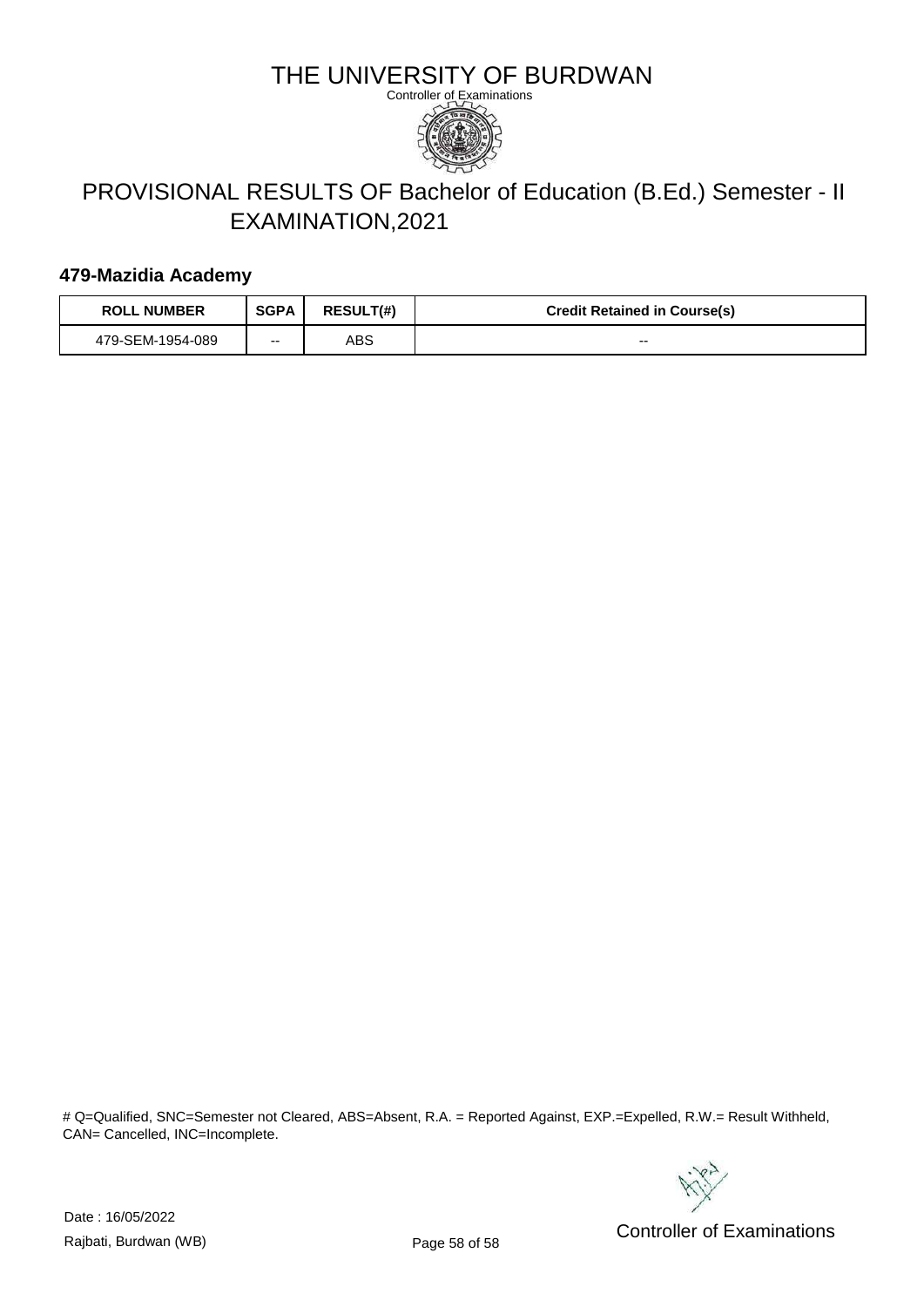# THE UNIVERSITY OF BURDWAN

Controller of Examinations

## PROVISIONAL RESULTS OF Bachelor of Education (B.Ed.) Semester - II EXAMINATION,2021

### 479-Mazidia Academy

| ROLL NUMBER | SGPA | RESULT(#) | Credit Retained in Course(s) |
|---|---|---|---|
| 479-SEM-1954-089 | -- | ABS | -- |

# Q=Qualified, SNC=Semester not Cleared, ABS=Absent, R.A. = Reported Against, EXP.=Expelled, R.W.= Result Withheld, CAN= Cancelled, INC=Incomplete.

Date : 16/05/2022

Rajbati, Burdwan (WB)

Controller of Examinations